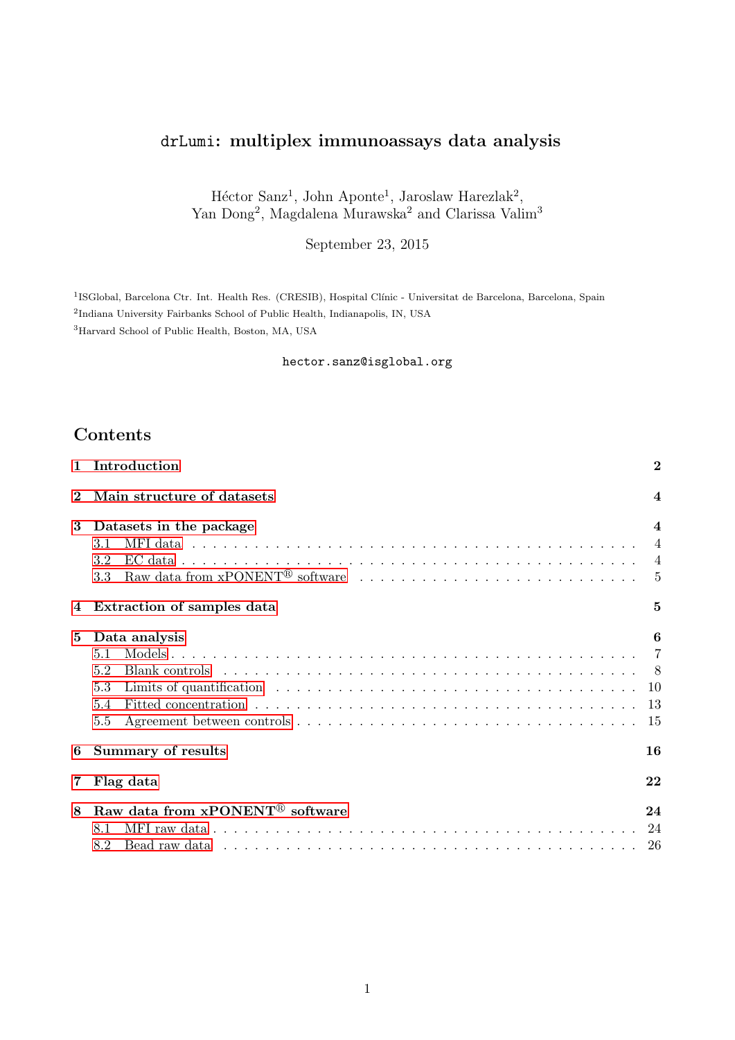# `drLumi`: multiplex immunoassays data analysis

Héctor Sanz[1], John Aponte[1], Jaroslaw Harezlak[2],
Yan Dong[2], Magdalena Murawska[2] and Clarissa Valim[3]

September 23, 2015

[1]ISGlobal, Barcelona Ctr. Int. Health Res. (CRESIB), Hospital Clínic - Universitat de Barcelona, Barcelona, Spain

[2]Indiana University Fairbanks School of Public Health, Indianapolis, IN, USA

[3]Harvard School of Public Health, Boston, MA, USA

`hector.sanz@isglobal.org`

## Contents

- **1 Introduction** — 2
- **2 Main structure of datasets** — 4
- **3 Datasets in the package** — 4
  - 3.1 MFI data — 4
  - 3.2 EC data — 4
  - 3.3 Raw data from xPONENT® software — 5
- **4 Extraction of samples data** — 5
- **5 Data analysis** — 6
  - 5.1 Models — 7
  - 5.2 Blank controls — 8
  - 5.3 Limits of quantification — 10
  - 5.4 Fitted concentration — 13
  - 5.5 Agreement between controls — 15
- **6 Summary of results** — 16
- **7 Flag data** — 22
- **8 Raw data from xPONENT® software** — 24
  - 8.1 MFI raw data — 24
  - 8.2 Bead raw data — 26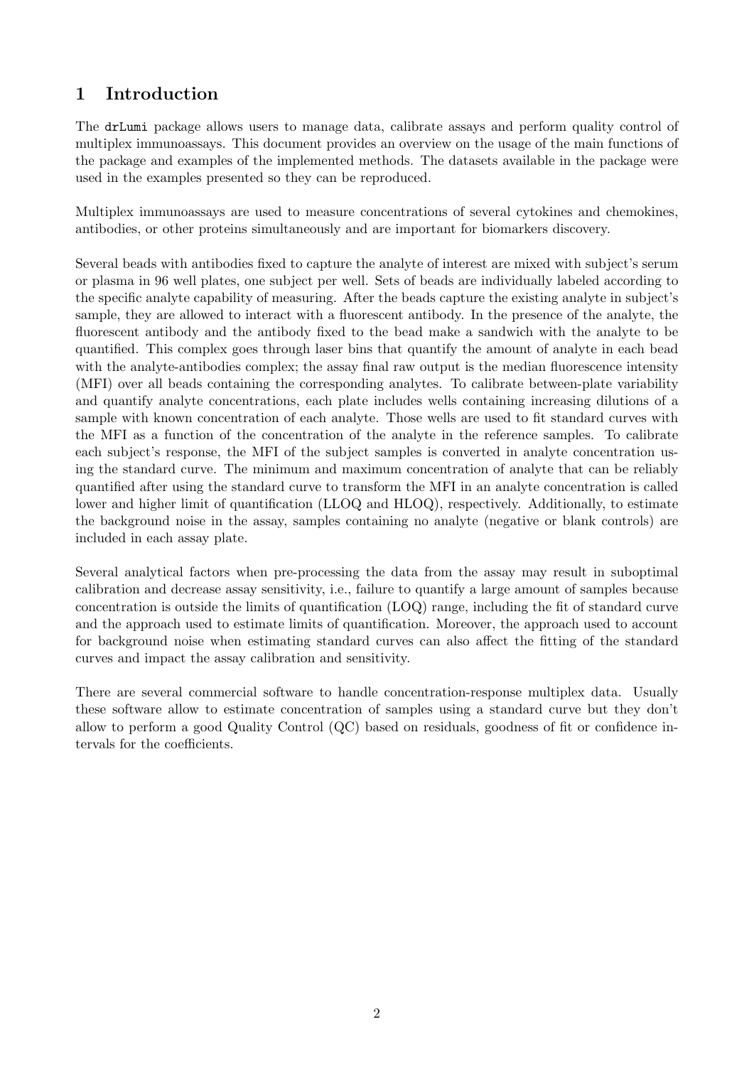# 1 Introduction

The `drLumi` package allows users to manage data, calibrate assays and perform quality control of multiplex immunoassays. This document provides an overview on the usage of the main functions of the package and examples of the implemented methods. The datasets available in the package were used in the examples presented so they can be reproduced.

Multiplex immunoassays are used to measure concentrations of several cytokines and chemokines, antibodies, or other proteins simultaneously and are important for biomarkers discovery.

Several beads with antibodies fixed to capture the analyte of interest are mixed with subject's serum or plasma in 96 well plates, one subject per well. Sets of beads are individually labeled according to the specific analyte capability of measuring. After the beads capture the existing analyte in subject's sample, they are allowed to interact with a fluorescent antibody. In the presence of the analyte, the fluorescent antibody and the antibody fixed to the bead make a sandwich with the analyte to be quantified. This complex goes through laser bins that quantify the amount of analyte in each bead with the analyte-antibodies complex; the assay final raw output is the median fluorescence intensity (MFI) over all beads containing the corresponding analytes. To calibrate between-plate variability and quantify analyte concentrations, each plate includes wells containing increasing dilutions of a sample with known concentration of each analyte. Those wells are used to fit standard curves with the MFI as a function of the concentration of the analyte in the reference samples. To calibrate each subject's response, the MFI of the subject samples is converted in analyte concentration using the standard curve. The minimum and maximum concentration of analyte that can be reliably quantified after using the standard curve to transform the MFI in an analyte concentration is called lower and higher limit of quantification (LLOQ and HLOQ), respectively. Additionally, to estimate the background noise in the assay, samples containing no analyte (negative or blank controls) are included in each assay plate.

Several analytical factors when pre-processing the data from the assay may result in suboptimal calibration and decrease assay sensitivity, i.e., failure to quantify a large amount of samples because concentration is outside the limits of quantification (LOQ) range, including the fit of standard curve and the approach used to estimate limits of quantification. Moreover, the approach used to account for background noise when estimating standard curves can also affect the fitting of the standard curves and impact the assay calibration and sensitivity.

There are several commercial software to handle concentration-response multiplex data. Usually these software allow to estimate concentration of samples using a standard curve but they don't allow to perform a good Quality Control (QC) based on residuals, goodness of fit or confidence intervals for the coefficients.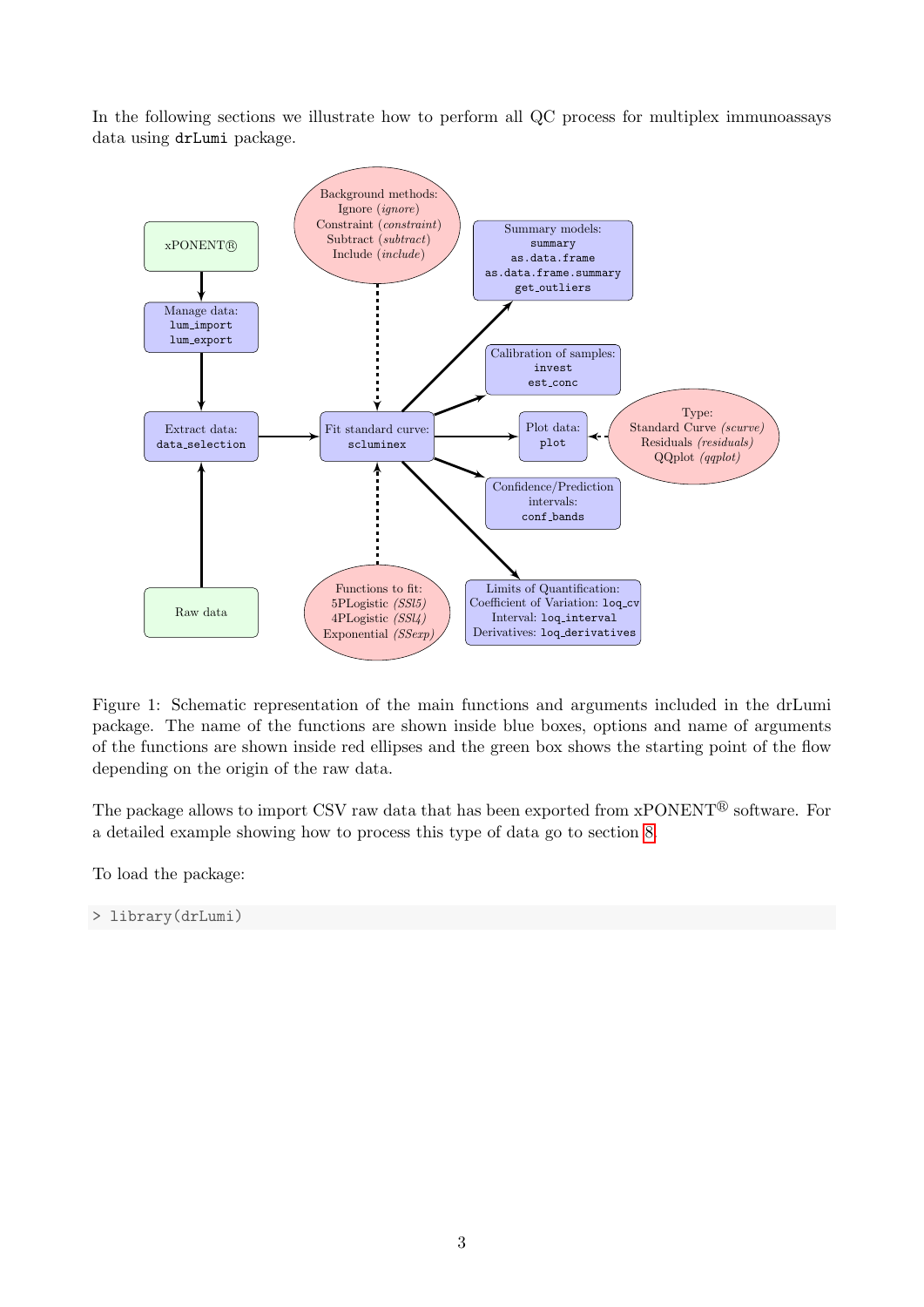In the following sections we illustrate how to perform all QC process for multiplex immunoassays data using `drLumi` package.

Figure 1: Schematic representation of the main functions and arguments included in the drLumi package. The name of the functions are shown inside blue boxes, options and name of arguments of the functions are shown inside red ellipses and the green box shows the starting point of the flow depending on the origin of the raw data.

The package allows to import CSV raw data that has been exported from xPONENT® software. For a detailed example showing how to process this type of data go to section 8.

To load the package:

```
> library(drLumi)
```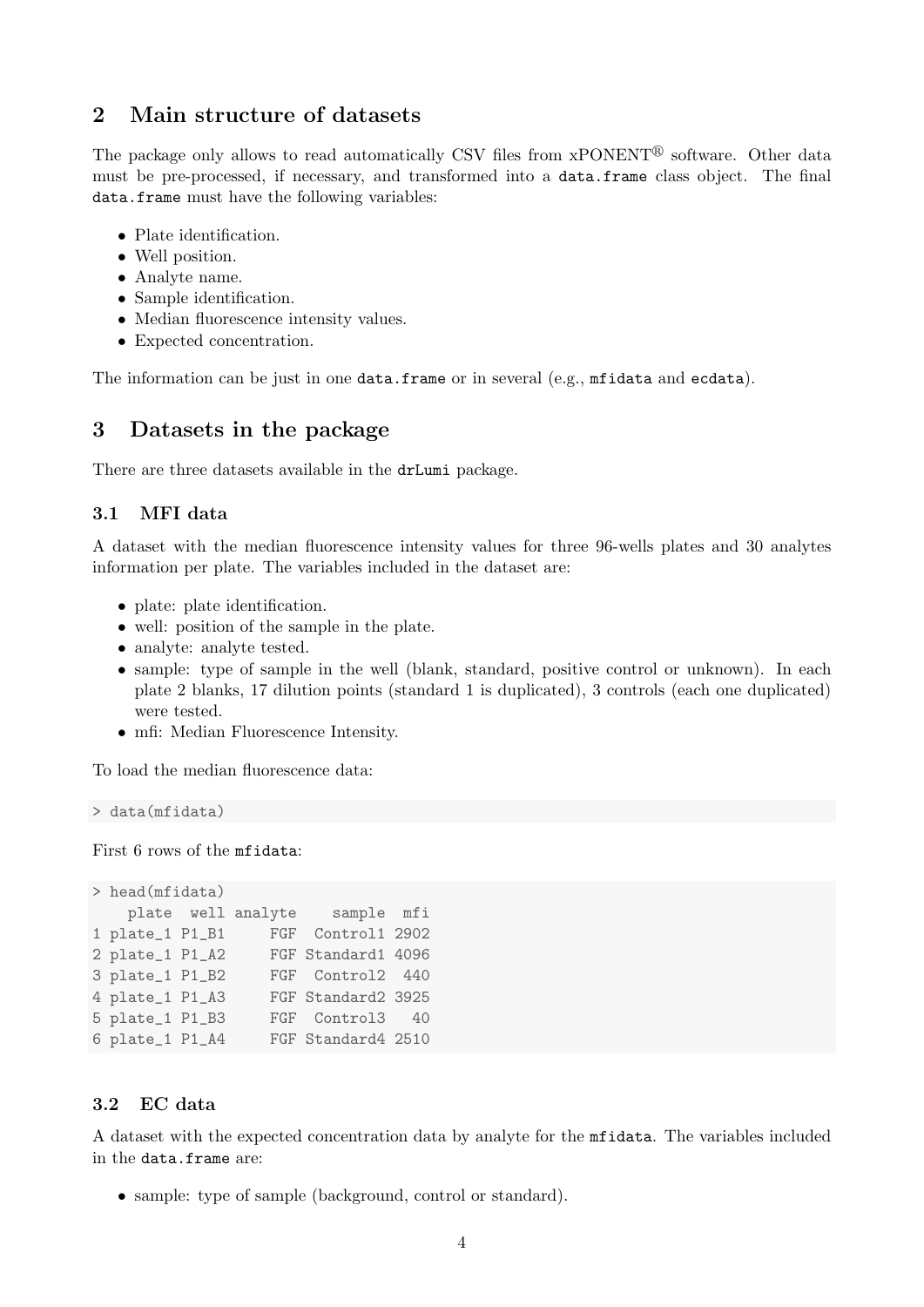## 2 Main structure of datasets

The package only allows to read automatically CSV files from xPONENT® software. Other data must be pre-processed, if necessary, and transformed into a `data.frame` class object. The final `data.frame` must have the following variables:

- Plate identification.
- Well position.
- Analyte name.
- Sample identification.
- Median fluorescence intensity values.
- Expected concentration.

The information can be just in one `data.frame` or in several (e.g., `mfidata` and `ecdata`).

## 3 Datasets in the package

There are three datasets available in the `drLumi` package.

### 3.1 MFI data

A dataset with the median fluorescence intensity values for three 96-wells plates and 30 analytes information per plate. The variables included in the dataset are:

- plate: plate identification.
- well: position of the sample in the plate.
- analyte: analyte tested.
- sample: type of sample in the well (blank, standard, positive control or unknown). In each plate 2 blanks, 17 dilution points (standard 1 is duplicated), 3 controls (each one duplicated) were tested.
- mfi: Median Fluorescence Intensity.

To load the median fluorescence data:

```
> data(mfidata)
```

First 6 rows of the `mfidata`:

```
> head(mfidata)
    plate  well analyte    sample  mfi
1 plate_1 P1_B1     FGF  Control1 2902
2 plate_1 P1_A2     FGF Standard1 4096
3 plate_1 P1_B2     FGF  Control2  440
4 plate_1 P1_A3     FGF Standard2 3925
5 plate_1 P1_B3     FGF  Control3   40
6 plate_1 P1_A4     FGF Standard4 2510
```

### 3.2 EC data

A dataset with the expected concentration data by analyte for the `mfidata`. The variables included in the `data.frame` are:

- sample: type of sample (background, control or standard).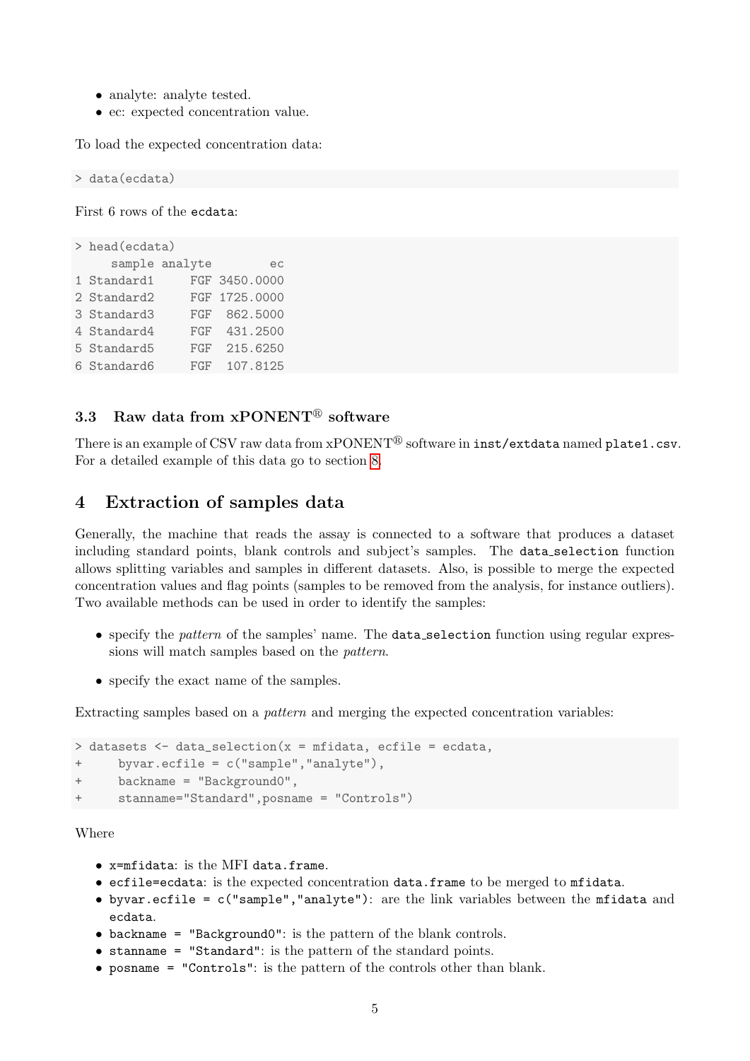- analyte: analyte tested.
- ec: expected concentration value.

To load the expected concentration data:

```
> data(ecdata)
```

First 6 rows of the `ecdata`:

```
> head(ecdata)
     sample analyte        ec
1 Standard1     FGF 3450.0000
2 Standard2     FGF 1725.0000
3 Standard3     FGF  862.5000
4 Standard4     FGF  431.2500
5 Standard5     FGF  215.6250
6 Standard6     FGF  107.8125
```

### 3.3 Raw data from xPONENT® software

There is an example of CSV raw data from xPONENT® software in `inst/extdata` named `plate1.csv`. For a detailed example of this data go to section 8.

## 4 Extraction of samples data

Generally, the machine that reads the assay is connected to a software that produces a dataset including standard points, blank controls and subject's samples. The `data_selection` function allows splitting variables and samples in different datasets. Also, is possible to merge the expected concentration values and flag points (samples to be removed from the analysis, for instance outliers). Two available methods can be used in order to identify the samples:

- specify the *pattern* of the samples' name. The `data_selection` function using regular expressions will match samples based on the *pattern*.
- specify the exact name of the samples.

Extracting samples based on a *pattern* and merging the expected concentration variables:

```
> datasets <- data_selection(x = mfidata, ecfile = ecdata,
+     byvar.ecfile = c("sample","analyte"),
+     backname = "Background0",
+     stanname="Standard",posname = "Controls")
```

Where

- `x=mfidata`: is the MFI `data.frame`.
- `ecfile=ecdata`: is the expected concentration `data.frame` to be merged to `mfidata`.
- `byvar.ecfile = c("sample","analyte")`: are the link variables between the `mfidata` and `ecdata`.
- `backname = "Background0"`: is the pattern of the blank controls.
- `stanname = "Standard"`: is the pattern of the standard points.
- `posname = "Controls"`: is the pattern of the controls other than blank.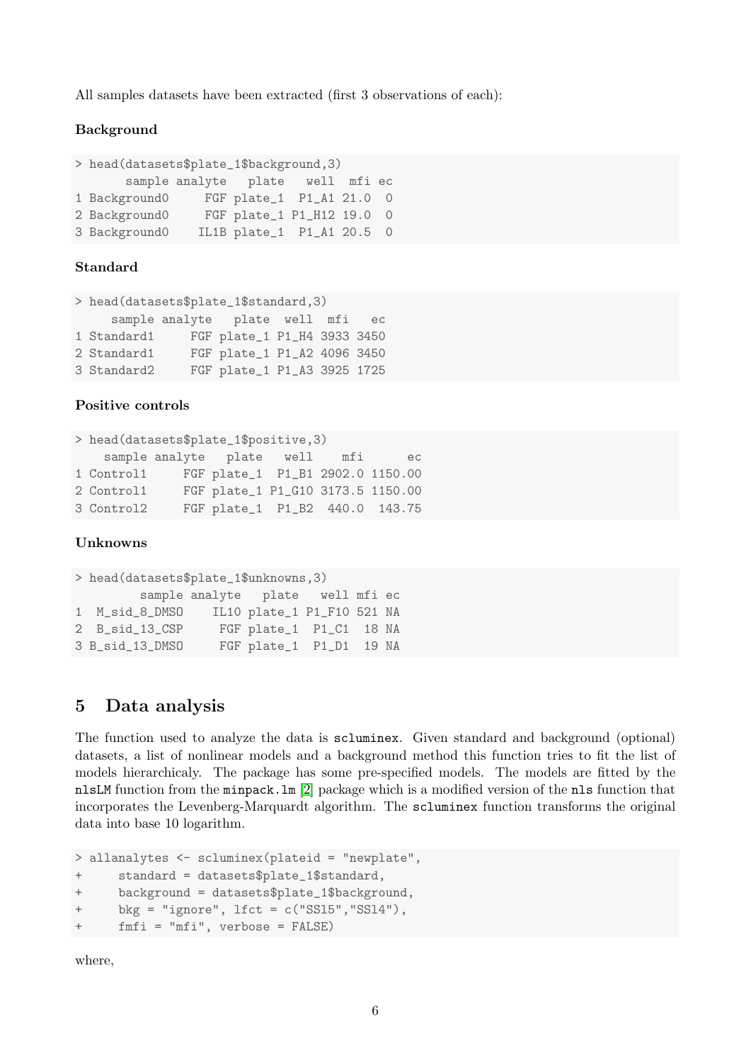All samples datasets have been extracted (first 3 observations of each):

**Background**

```
> head(datasets$plate_1$background,3)
       sample analyte   plate   well  mfi ec
1 Background0     FGF plate_1  P1_A1 21.0  0
2 Background0     FGF plate_1 P1_H12 19.0  0
3 Background0    IL1B plate_1  P1_A1 20.5  0
```

**Standard**

```
> head(datasets$plate_1$standard,3)
     sample analyte   plate  well  mfi   ec
1 Standard1     FGF plate_1 P1_H4 3933 3450
2 Standard1     FGF plate_1 P1_A2 4096 3450
3 Standard2     FGF plate_1 P1_A3 3925 1725
```

**Positive controls**

```
> head(datasets$plate_1$positive,3)
    sample analyte   plate   well    mfi      ec
1 Control1     FGF plate_1  P1_B1 2902.0 1150.00
2 Control1     FGF plate_1 P1_G10 3173.5 1150.00
3 Control2     FGF plate_1  P1_B2  440.0  143.75
```

**Unknowns**

```
> head(datasets$plate_1$unknowns,3)
         sample analyte   plate   well mfi ec
1  M_sid_8_DMSO    IL10 plate_1 P1_F10 521 NA
2  B_sid_13_CSP     FGF plate_1  P1_C1  18 NA
3 B_sid_13_DMSO     FGF plate_1  P1_D1  19 NA
```

## 5 Data analysis

The function used to analyze the data is `scluminex`. Given standard and background (optional) datasets, a list of nonlinear models and a background method this function tries to fit the list of models hierarchicaly. The package has some pre-specified models. The models are fitted by the `nlsLM` function from the `minpack.lm` [2] package which is a modified version of the `nls` function that incorporates the Levenberg-Marquardt algorithm. The `scluminex` function transforms the original data into base 10 logarithm.

```
> allanalytes <- scluminex(plateid = "newplate",
+     standard = datasets$plate_1$standard,
+     background = datasets$plate_1$background,
+     bkg = "ignore", lfct = c("SSl5","SSl4"),
+     fmfi = "mfi", verbose = FALSE)
```

where,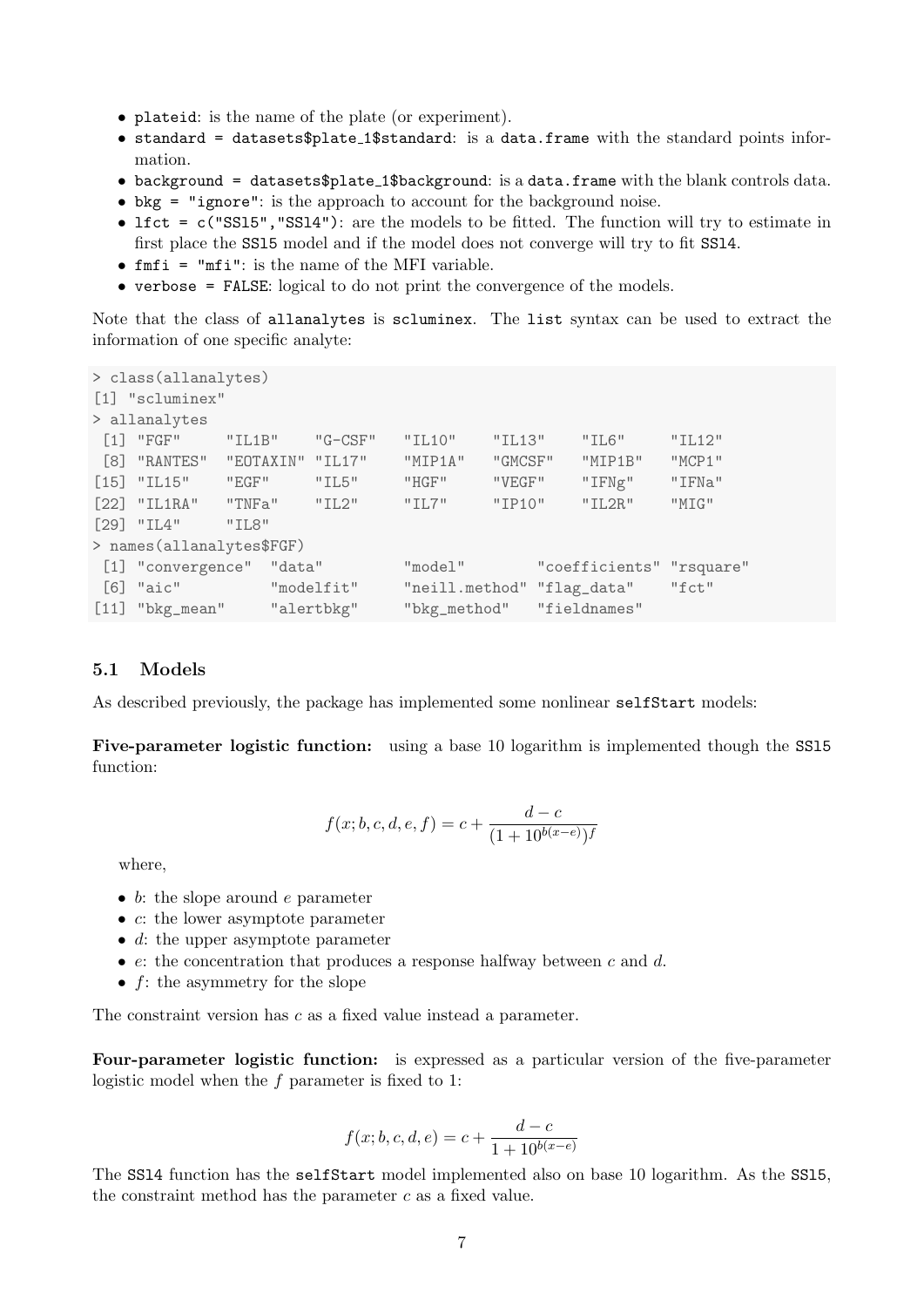- `plateid`: is the name of the plate (or experiment).
- `standard = datasets$plate_1$standard`: is a `data.frame` with the standard points information.
- `background = datasets$plate_1$background`: is a `data.frame` with the blank controls data.
- `bkg = "ignore"`: is the approach to account for the background noise.
- `lfct = c("SSl5","SSl4")`: are the models to be fitted. The function will try to estimate in first place the `SSl5` model and if the model does not converge will try to fit `SSl4`.
- `fmfi = "mfi"`: is the name of the MFI variable.
- `verbose = FALSE`: logical to do not print the convergence of the models.

Note that the class of `allanalytes` is `scluminex`. The `list` syntax can be used to extract the information of one specific analyte:

```
> class(allanalytes)
[1] "scluminex"
> allanalytes
 [1] "FGF"     "IL1B"    "G-CSF"   "IL10"    "IL13"    "IL6"     "IL12"
 [8] "RANTES"  "EOTAXIN" "IL17"    "MIP1A"   "GMCSF"   "MIP1B"   "MCP1"
[15] "IL15"    "EGF"     "IL5"     "HGF"     "VEGF"    "IFNg"    "IFNa"
[22] "IL1RA"   "TNFa"    "IL2"     "IL7"     "IP10"    "IL2R"    "MIG"
[29] "IL4"     "IL8"
> names(allanalytes$FGF)
 [1] "convergence"  "data"         "model"        "coefficients" "rsquare"
 [6] "aic"          "modelfit"     "neill.method" "flag_data"    "fct"
[11] "bkg_mean"     "alertbkg"     "bkg_method"   "fieldnames"
```

## 5.1 Models

As described previously, the package has implemented some nonlinear `selfStart` models:

**Five-parameter logistic function:** using a base 10 logarithm is implemented though the `SSl5` function:

$$f(x; b, c, d, e, f) = c + \frac{d - c}{(1 + 10^{b(x-e)})^f}$$

where,

- $b$: the slope around $e$ parameter
- $c$: the lower asymptote parameter
- $d$: the upper asymptote parameter
- $e$: the concentration that produces a response halfway between $c$ and $d$.
- $f$: the asymmetry for the slope

The constraint version has $c$ as a fixed value instead a parameter.

**Four-parameter logistic function:** is expressed as a particular version of the five-parameter logistic model when the $f$ parameter is fixed to 1:

$$f(x; b, c, d, e) = c + \frac{d - c}{1 + 10^{b(x-e)}}$$

The `SSl4` function has the `selfStart` model implemented also on base 10 logarithm. As the `SSl5`, the constraint method has the parameter $c$ as a fixed value.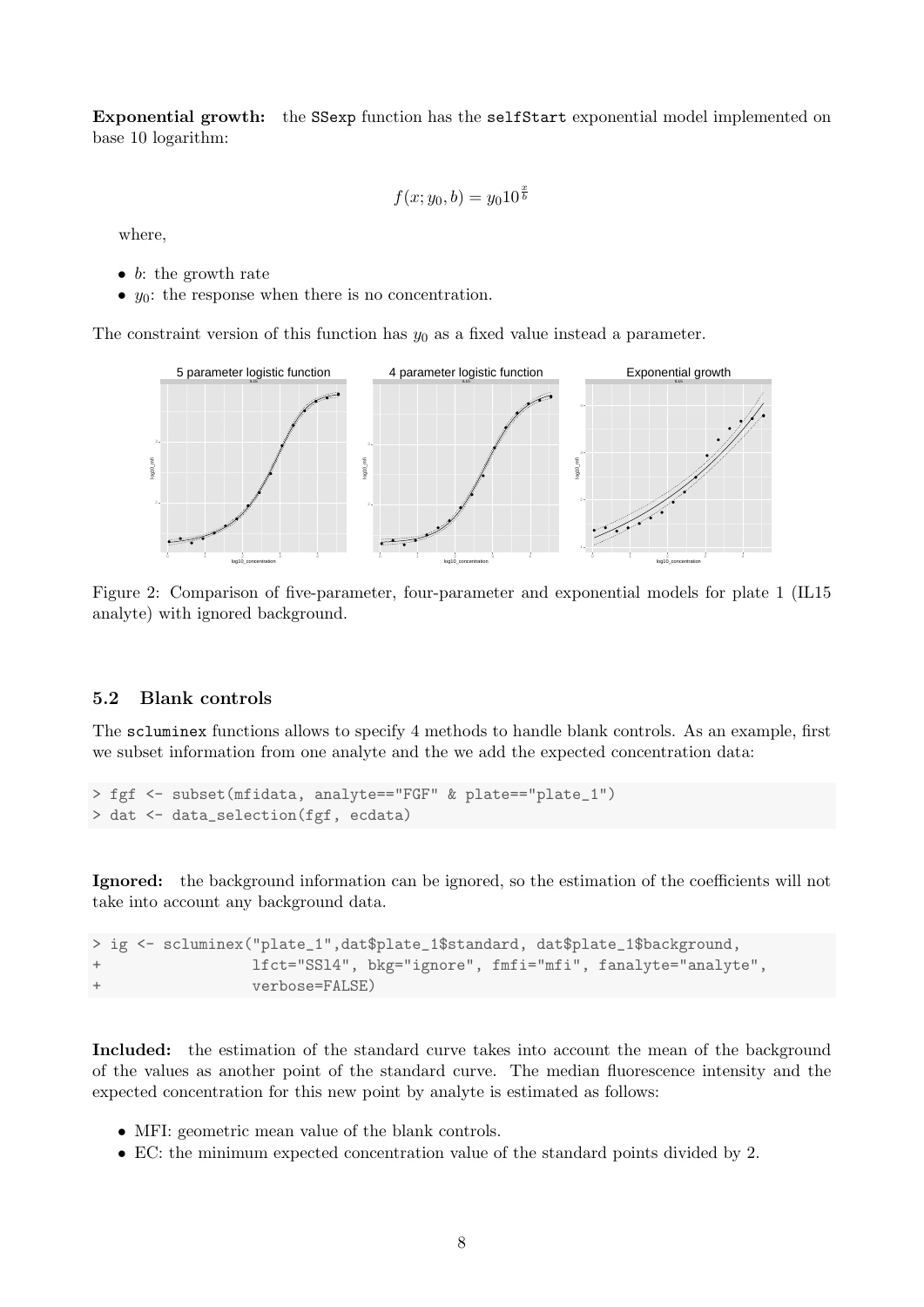**Exponential growth:** the SSexp function has the selfStart exponential model implemented on base 10 logarithm:

$$f(x; y_0, b) = y_0 10^{\frac{x}{b}}$$

where,

- $b$: the growth rate
- $y_0$: the response when there is no concentration.

The constraint version of this function has $y_0$ as a fixed value instead a parameter.

Figure 2: Comparison of five-parameter, four-parameter and exponential models for plate 1 (IL15 analyte) with ignored background.

## 5.2 Blank controls

The scluminex functions allows to specify 4 methods to handle blank controls. As an example, first we subset information from one analyte and the we add the expected concentration data:

```
> fgf <- subset(mfidata, analyte=="FGF" & plate=="plate_1")
> dat <- data_selection(fgf, ecdata)
```

**Ignored:** the background information can be ignored, so the estimation of the coefficients will not take into account any background data.

```
> ig <- scluminex("plate_1",dat$plate_1$standard, dat$plate_1$background,
+                 lfct="SSl4", bkg="ignore", fmfi="mfi", fanalyte="analyte",
+                 verbose=FALSE)
```

**Included:** the estimation of the standard curve takes into account the mean of the background of the values as another point of the standard curve. The median fluorescence intensity and the expected concentration for this new point by analyte is estimated as follows:

- MFI: geometric mean value of the blank controls.
- EC: the minimum expected concentration value of the standard points divided by 2.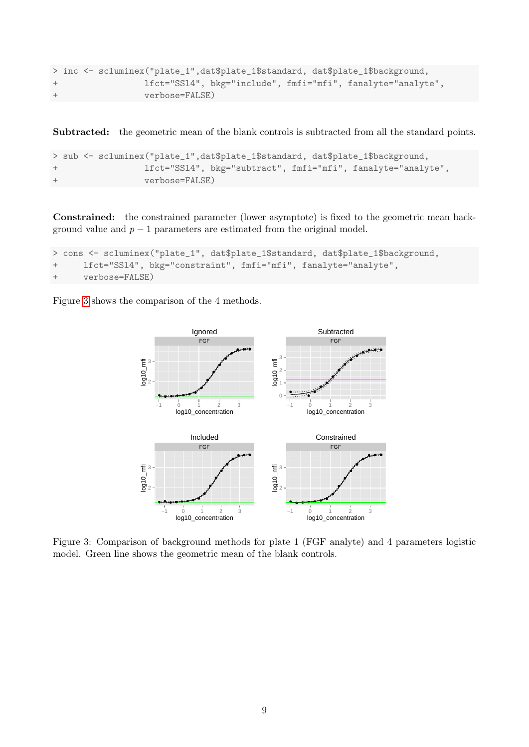```
> inc <- scluminex("plate_1",dat$plate_1$standard, dat$plate_1$background,
+                 lfct="SSl4", bkg="include", fmfi="mfi", fanalyte="analyte",
+                 verbose=FALSE)
```

**Subtracted:** the geometric mean of the blank controls is subtracted from all the standard points.

```
> sub <- scluminex("plate_1",dat$plate_1$standard, dat$plate_1$background,
+                 lfct="SSl4", bkg="subtract", fmfi="mfi", fanalyte="analyte",
+                 verbose=FALSE)
```

**Constrained:** the constrained parameter (lower asymptote) is fixed to the geometric mean background value and $p-1$ parameters are estimated from the original model.

```
> cons <- scluminex("plate_1", dat$plate_1$standard, dat$plate_1$background,
+     lfct="SSl4", bkg="constraint", fmfi="mfi", fanalyte="analyte",
+     verbose=FALSE)
```

Figure 3 shows the comparison of the 4 methods.

Figure 3: Comparison of background methods for plate 1 (FGF analyte) and 4 parameters logistic model. Green line shows the geometric mean of the blank controls.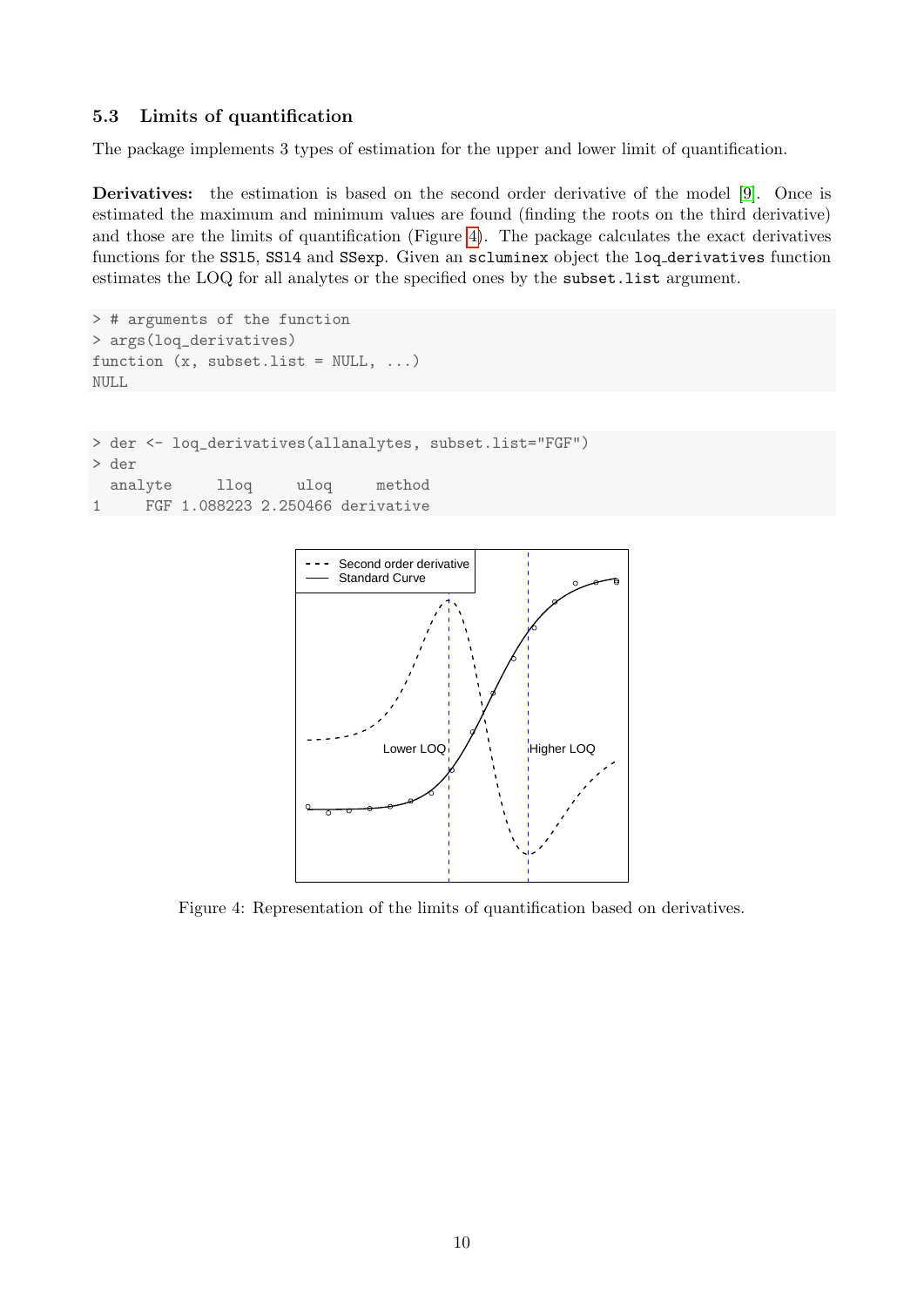### 5.3 Limits of quantification

The package implements 3 types of estimation for the upper and lower limit of quantification.

**Derivatives:** the estimation is based on the second order derivative of the model [9]. Once is estimated the maximum and minimum values are found (finding the roots on the third derivative) and those are the limits of quantification (Figure 4). The package calculates the exact derivatives functions for the SSl5, SSl4 and SSexp. Given an scluminex object the loq_derivatives function estimates the LOQ for all analytes or the specified ones by the subset.list argument.

```
> # arguments of the function
> args(loq_derivatives)
function (x, subset.list = NULL, ...)
NULL
```

```
> der <- loq_derivatives(allanalytes, subset.list="FGF")
> der
  analyte     lloq     uloq     method
1     FGF 1.088223 2.250466 derivative
```

Figure 4: Representation of the limits of quantification based on derivatives.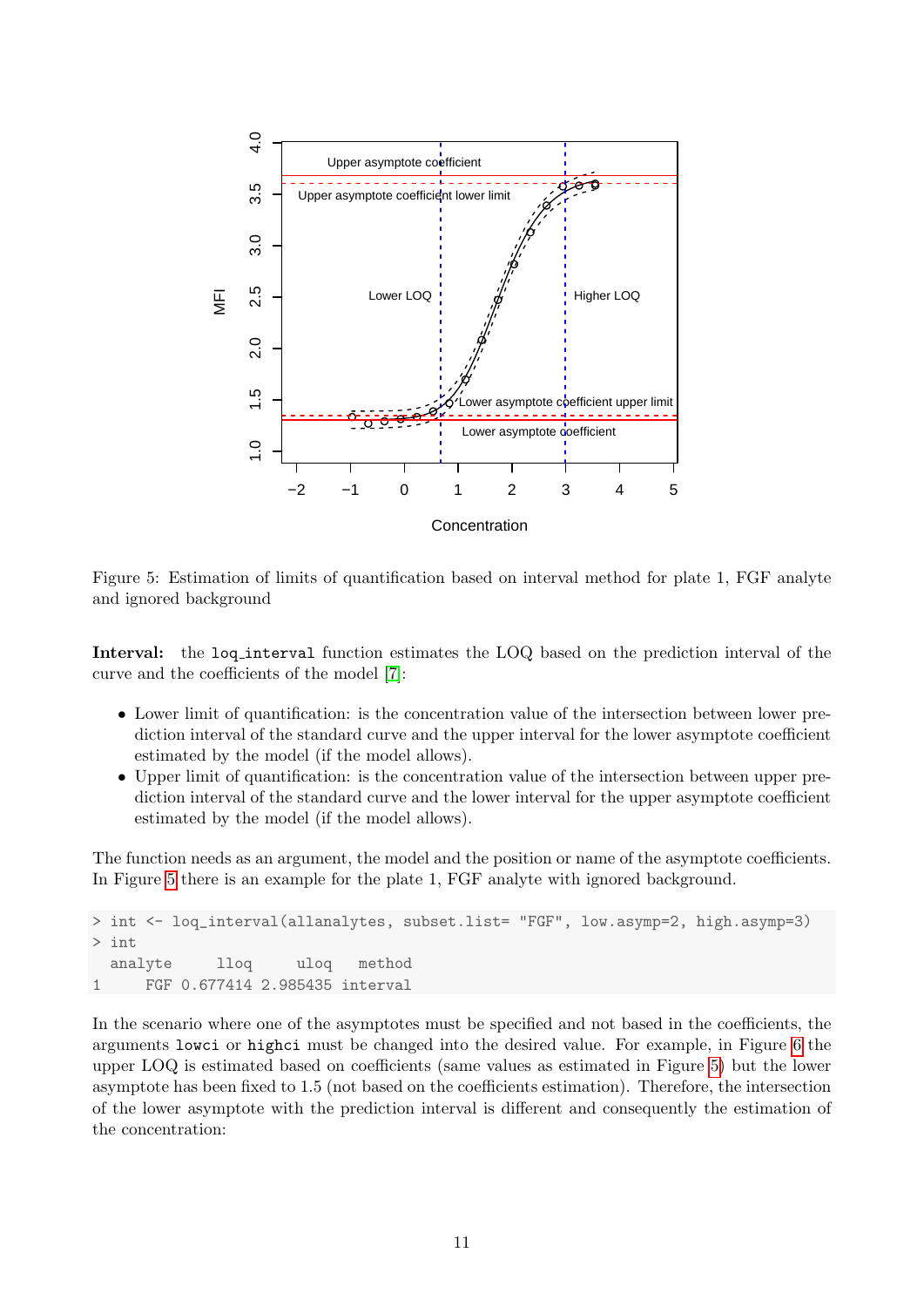Figure 5: Estimation of limits of quantification based on interval method for plate 1, FGF analyte and ignored background

**Interval:** the `loq_interval` function estimates the LOQ based on the prediction interval of the curve and the coefficients of the model [7]:

- Lower limit of quantification: is the concentration value of the intersection between lower prediction interval of the standard curve and the upper interval for the lower asymptote coefficient estimated by the model (if the model allows).
- Upper limit of quantification: is the concentration value of the intersection between upper prediction interval of the standard curve and the lower interval for the upper asymptote coefficient estimated by the model (if the model allows).

The function needs as an argument, the model and the position or name of the asymptote coefficients. In Figure 5 there is an example for the plate 1, FGF analyte with ignored background.

```
> int <- loq_interval(allanalytes, subset.list= "FGF", low.asymp=2, high.asymp=3)
> int
  analyte     llოq     uloq   method
1     FGF 0.677414 2.985435 interval
```

In the scenario where one of the asymptotes must be specified and not based in the coefficients, the arguments `lowci` or `highci` must be changed into the desired value. For example, in Figure 6 the upper LOQ is estimated based on coefficients (same values as estimated in Figure 5) but the lower asymptote has been fixed to 1.5 (not based on the coefficients estimation). Therefore, the intersection of the lower asymptote with the prediction interval is different and consequently the estimation of the concentration: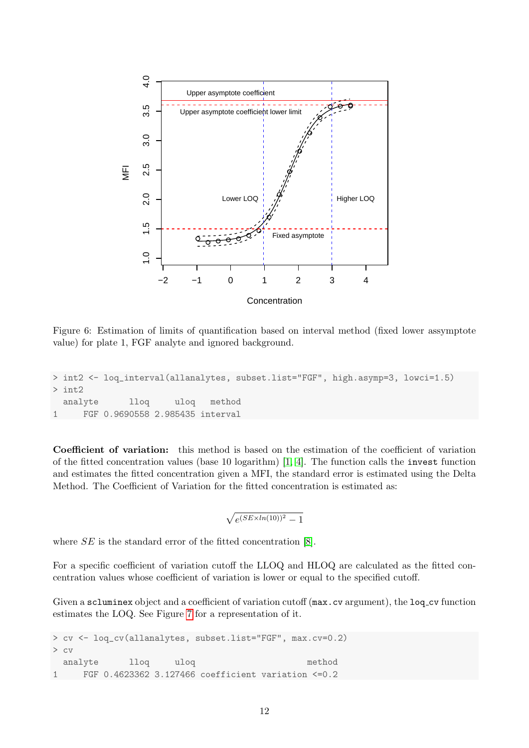Figure 6: Estimation of limits of quantification based on interval method (fixed lower assymptote value) for plate 1, FGF analyte and ignored background.

```
> int2 <- loq_interval(allanalytes, subset.list="FGF", high.asymp=3, lowci=1.5)
> int2
  analyte      lloq     uloq   method
1     FGF 0.9690558 2.985435 interval
```

**Coefficient of variation:** this method is based on the estimation of the coefficient of variation of the fitted concentration values (base 10 logarithm) [1, 4]. The function calls the `invest` function and estimates the fitted concentration given a MFI, the standard error is estimated using the Delta Method. The Coefficient of Variation for the fitted concentration is estimated as:

$$\sqrt{e^{(SE \times ln(10))^2} - 1}$$

where $SE$ is the standard error of the fitted concentration [8].

For a specific coefficient of variation cutoff the LLOQ and HLOQ are calculated as the fitted concentration values whose coefficient of variation is lower or equal to the specified cutoff.

Given a `scluminex` object and a coefficient of variation cutoff (`max.cv` argument), the `loq_cv` function estimates the LOQ. See Figure 7 for a representation of it.

```
> cv <- loq_cv(allanalytes, subset.list="FGF", max.cv=0.2)
> cv
  analyte      lloq     uloq                     method
1     FGF 0.4623362 3.127466 coefficient variation <=0.2
```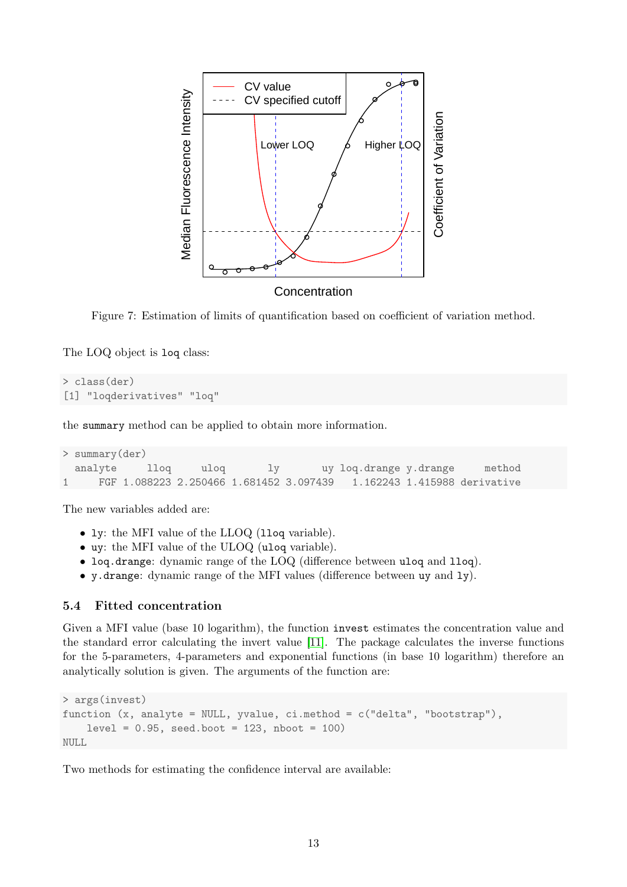Figure 7: Estimation of limits of quantification based on coefficient of variation method.

The LOQ object is `loq` class:

```
> class(der)
[1] "loqderivatives" "loq"
```

the `summary` method can be applied to obtain more information.

```
> summary(der)
  analyte     lloq     uloq       ly       uy loq.drange y.drange     method
1     FGF 1.088223 2.250466 1.681452 3.097439   1.162243 1.415988 derivative
```

The new variables added are:

- `ly`: the MFI value of the LLOQ (`lloq` variable).
- `uy`: the MFI value of the ULOQ (`uloq` variable).
- `loq.drange`: dynamic range of the LOQ (difference between `uloq` and `lloq`).
- `y.drange`: dynamic range of the MFI values (difference between `uy` and `ly`).

### 5.4 Fitted concentration

Given a MFI value (base 10 logarithm), the function `invest` estimates the concentration value and the standard error calculating the invert value [11]. The package calculates the inverse functions for the 5-parameters, 4-parameters and exponential functions (in base 10 logarithm) therefore an analytically solution is given. The arguments of the function are:

```
> args(invest)
function (x, analyte = NULL, yvalue, ci.method = c("delta", "bootstrap"),
    level = 0.95, seed.boot = 123, nboot = 100)
NULL
```

Two methods for estimating the confidence interval are available: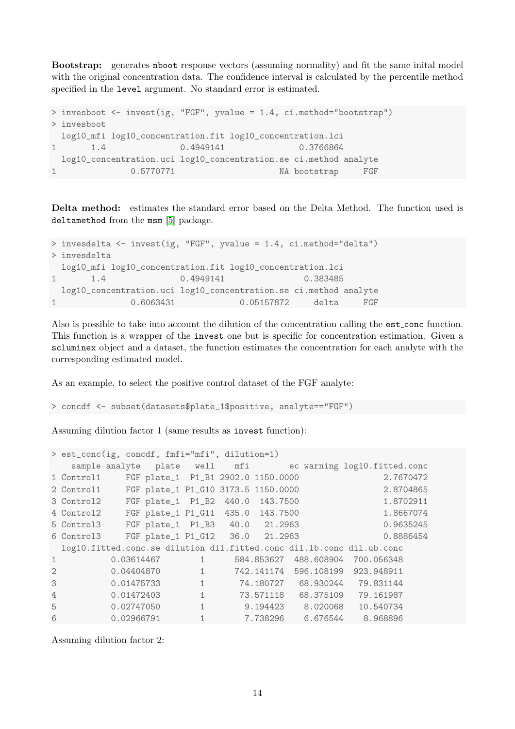**Bootstrap:** generates `nboot` response vectors (assuming normality) and fit the same inital model with the original concentration data. The confidence interval is calculated by the percentile method specified in the `level` argument. No standard error is estimated.

```
> invesboot <- invest(ig, "FGF", yvalue = 1.4, ci.method="bootstrap")
> invesboot
  log10_mfi log10_concentration.fit log10_concentration.lci
1       1.4               0.4949141               0.3766864
  log10_concentration.uci log10_concentration.se ci.method analyte
1               0.5770771                     NA bootstrap     FGF
```

**Delta method:** estimates the standard error based on the Delta Method. The function used is `deltamethod` from the `msm` [5] package.

```
> invesdelta <- invest(ig, "FGF", yvalue = 1.4, ci.method="delta")
> invesdelta
  log10_mfi log10_concentration.fit log10_concentration.lci
1       1.4               0.4949141                0.383485
  log10_concentration.uci log10_concentration.se ci.method analyte
1               0.6063431             0.05157872     delta     FGF
```

Also is possible to take into account the dilution of the concentration calling the `est_conc` function. This function is a wrapper of the `invest` one but is specific for concentration estimation. Given a `scluminex` object and a dataset, the function estimates the concentration for each analyte with the corresponding estimated model.

As an example, to select the positive control dataset of the FGF analyte:

```
> concdf <- subset(datasets$plate_1$positive, analyte=="FGF")
```

Assuming dilution factor 1 (same results as `invest` function):

```
> est_conc(ig, concdf, fmfi="mfi", dilution=1)
    sample analyte   plate   well    mfi        ec warning log10.fitted.conc
1 Control1     FGF plate_1  P1_B1 2902.0 1150.0000                 2.7670472
2 Control1     FGF plate_1 P1_G10 3173.5 1150.0000                 2.8704865
3 Control2     FGF plate_1  P1_B2  440.0  143.7500                 1.8702911
4 Control2     FGF plate_1 P1_G11  435.0  143.7500                 1.8667074
5 Control3     FGF plate_1  P1_B3   40.0   21.2963                 0.9635245
6 Control3     FGF plate_1 P1_G12   36.0   21.2963                 0.8886454
  log10.fitted.conc.se dilution dil.fitted.conc dil.lb.conc dil.ub.conc
1           0.03614467        1      584.853627  488.608904  700.056348
2           0.04404870        1      742.141174  596.108199  923.948911
3           0.01475733        1       74.180727   68.930244   79.831144
4           0.01472403        1       73.571118   68.375109   79.161987
5           0.02747050        1        9.194423    8.020068   10.540734
6           0.02966791        1        7.738296    6.676544    8.968896
```

Assuming dilution factor 2: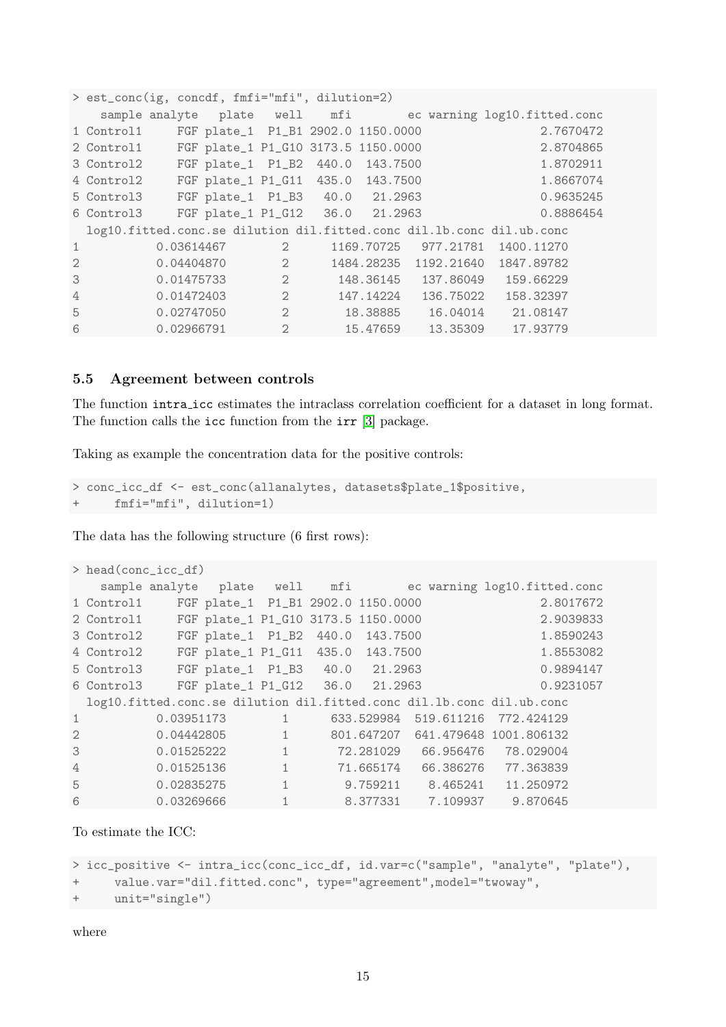```
> est_conc(ig, concdf, fmfi="mfi", dilution=2)
    sample analyte   plate   well    mfi        ec warning log10.fitted.conc
1 Control1     FGF plate_1  P1_B1 2902.0 1150.0000                 2.7670472
2 Control1     FGF plate_1 P1_G10 3173.5 1150.0000                 2.8704865
3 Control2     FGF plate_1  P1_B2  440.0  143.7500                 1.8702911
4 Control2     FGF plate_1 P1_G11  435.0  143.7500                 1.8667074
5 Control3     FGF plate_1  P1_B3   40.0   21.2963                 0.9635245
6 Control3     FGF plate_1 P1_G12   36.0   21.2963                 0.8886454
  log10.fitted.conc.se dilution dil.fitted.conc dil.lb.conc dil.ub.conc
1           0.03614467        2      1169.70725   977.21781  1400.11270
2           0.04404870        2      1484.28235  1192.21640  1847.89782
3           0.01475733        2       148.36145   137.86049   159.66229
4           0.01472403        2       147.14224   136.75022   158.32397
5           0.02747050        2        18.38885    16.04014    21.08147
6           0.02966791        2        15.47659    13.35309    17.93779
```

### 5.5 Agreement between controls

The function `intra_icc` estimates the intraclass correlation coefficient for a dataset in long format. The function calls the `icc` function from the `irr` [3] package.

Taking as example the concentration data for the positive controls:

```
> conc_icc_df <- est_conc(allanalytes, datasets$plate_1$positive,
+     fmfi="mfi", dilution=1)
```

The data has the following structure (6 first rows):

```
> head(conc_icc_df)
    sample analyte   plate   well    mfi        ec warning log10.fitted.conc
1 Control1     FGF plate_1  P1_B1 2902.0 1150.0000                 2.8017672
2 Control1     FGF plate_1 P1_G10 3173.5 1150.0000                 2.9039833
3 Control2     FGF plate_1  P1_B2  440.0  143.7500                 1.8590243
4 Control2     FGF plate_1 P1_G11  435.0  143.7500                 1.8553082
5 Control3     FGF plate_1  P1_B3   40.0   21.2963                 0.9894147
6 Control3     FGF plate_1 P1_G12   36.0   21.2963                 0.9231057
  log10.fitted.conc.se dilution dil.fitted.conc dil.lb.conc dil.ub.conc
1           0.03951173        1      633.529984  519.611216  772.424129
2           0.04442805        1      801.647207  641.479648 1001.806132
3           0.01525222        1       72.281029   66.956476   78.029004
4           0.01525136        1       71.665174   66.386276   77.363839
5           0.02835275        1        9.759211    8.465241   11.250972
6           0.03269666        1        8.377331    7.109937    9.870645
```

To estimate the ICC:

```
> icc_positive <- intra_icc(conc_icc_df, id.var=c("sample", "analyte", "plate"),
+     value.var="dil.fitted.conc", type="agreement",model="twoway",
+     unit="single")
```

where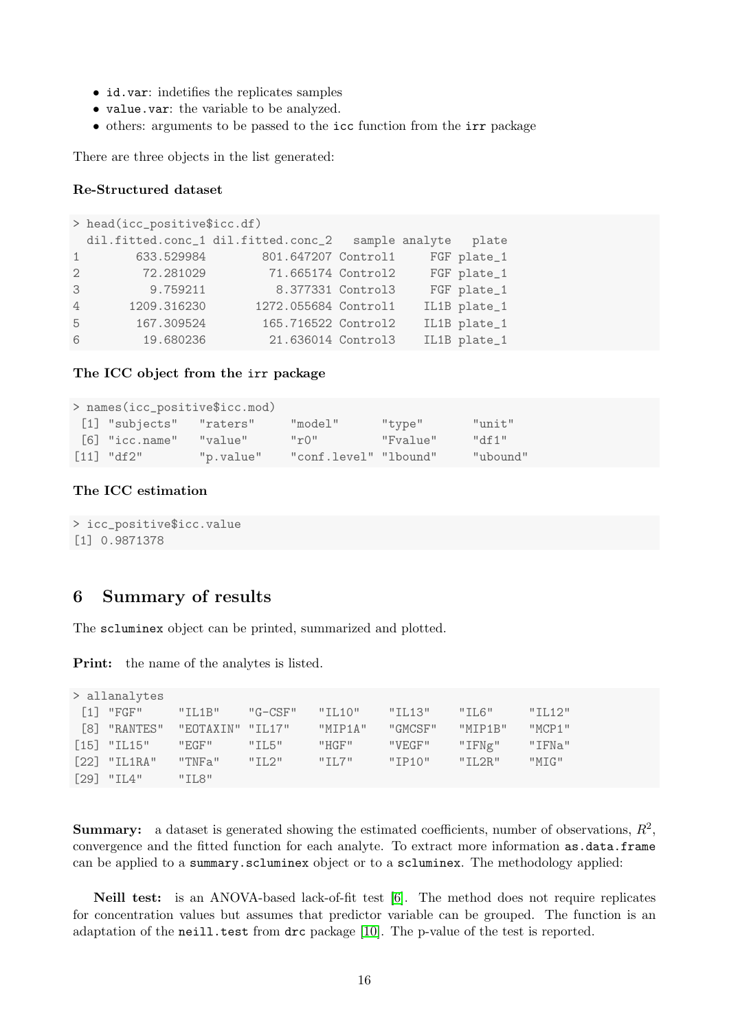- `id.var`: indetifies the replicates samples
- `value.var`: the variable to be analyzed.
- others: arguments to be passed to the `icc` function from the `irr` package

There are three objects in the list generated:

**Re-Structured dataset**

```
> head(icc_positive$icc.df)
  dil.fitted.conc_1 dil.fitted.conc_2   sample analyte   plate
1        633.529984        801.647207 Control1     FGF plate_1
2         72.281029         71.665174 Control2     FGF plate_1
3          9.759211          8.377331 Control3     FGF plate_1
4       1209.316230       1272.055684 Control1    IL1B plate_1
5        167.309524        165.716522 Control2    IL1B plate_1
6         19.680236         21.636014 Control3    IL1B plate_1
```

**The ICC object from the `irr` package**

```
> names(icc_positive$icc.mod)
 [1] "subjects"   "raters"     "model"      "type"       "unit"
 [6] "icc.name"   "value"      "r0"         "Fvalue"     "df1"
[11] "df2"        "p.value"    "conf.level" "lbound"     "ubound"
```

**The ICC estimation**

```
> icc_positive$icc.value
[1] 0.9871378
```

## 6 Summary of results

The `scluminex` object can be printed, summarized and plotted.

**Print:** the name of the analytes is listed.

```
> allanalytes
 [1] "FGF"     "IL1B"    "G-CSF"   "IL10"    "IL13"    "IL6"     "IL12"
 [8] "RANTES"  "EOTAXIN" "IL17"    "MIP1A"   "GMCSF"   "MIP1B"   "MCP1"
[15] "IL15"    "EGF"     "IL5"     "HGF"     "VEGF"    "IFNg"    "IFNa"
[22] "IL1RA"   "TNFa"    "IL2"     "IL7"     "IP10"    "IL2R"    "MIG"
[29] "IL4"     "IL8"
```

**Summary:** a dataset is generated showing the estimated coefficients, number of observations, $R^2$, convergence and the fitted function for each analyte. To extract more information `as.data.frame` can be applied to a `summary.scluminex` object or to a `scluminex`. The methodology applied:

**Neill test:** is an ANOVA-based lack-of-fit test [6]. The method does not require replicates for concentration values but assumes that predictor variable can be grouped. The function is an adaptation of the `neill.test` from `drc` package [10]. The p-value of the test is reported.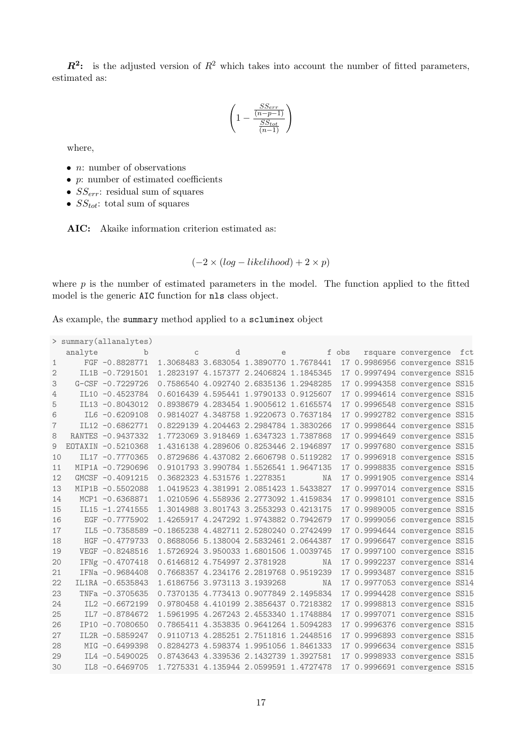**$R^2$:** is the adjusted version of $R^2$ which takes into account the number of fitted parameters, estimated as:

$$\left(1 - \frac{\frac{SS_{err}}{(n-p-1)}}{\frac{SS_{tot}}{(n-1)}}\right)$$

where,

- $n$: number of observations
- $p$: number of estimated coefficients
- $SS_{err}$: residual sum of squares
- $SS_{tot}$: total sum of squares

**AIC:** Akaike information criterion estimated as:

$$(-2 \times (log - likelihood) + 2 \times p)$$

where $p$ is the number of estimated parameters in the model. The function applied to the fitted model is the generic `AIC` function for `nls` class object.

As example, the `summary` method applied to a `scluminex` object

```
> summary(allanalytes)
   analyte          b          c        d         e         f obs   rsquare convergence  fct
1      FGF -0.8828771  1.3068483 3.683054 1.3890770 1.7678441  17 0.9986956 convergence SS15
2     IL1B -0.7291501  1.2823197 4.157377 2.2406824 1.1845345  17 0.9997494 convergence SS15
3    G-CSF -0.7229726  0.7586540 4.092740 2.6835136 1.2948285  17 0.9994358 convergence SS15
4     IL10 -0.4523784  0.6016439 4.595441 1.9790133 0.9125607  17 0.9994614 convergence SS15
5     IL13 -0.8043012  0.8938679 4.283454 1.9005612 1.6165574  17 0.9996548 convergence SS15
6      IL6 -0.6209108  0.9814027 4.348758 1.9220673 0.7637184  17 0.9992782 convergence SS15
7     IL12 -0.6862771  0.8229139 4.204463 2.2984784 1.3830266  17 0.9998644 convergence SS15
8   RANTES -0.9437332  1.7723069 3.918469 1.6347323 1.7387868  17 0.9994649 convergence SS15
9  EOTAXIN -0.5210368  1.4316138 4.289606 0.8253446 2.1946897  17 0.9997680 convergence SS15
10    IL17 -0.7770365  0.8729686 4.437082 2.6606798 0.5119282  17 0.9996918 convergence SS15
11   MIP1A -0.7290696  0.9101793 3.990784 1.5526541 1.9647135  17 0.9998835 convergence SS15
12   GMCSF -0.4091215  0.3682323 4.531576 1.2278351        NA  17 0.9991905 convergence SS14
13   MIP1B -0.5502088  1.0419523 4.381991 2.0851423 1.5433827  17 0.9997014 convergence SS15
14    MCP1 -0.6368871  1.0210596 4.558936 2.2773092 1.4159834  17 0.9998101 convergence SS15
15    IL15 -1.2741555  1.3014988 3.801743 3.2553293 0.4213175  17 0.9989005 convergence SS15
16     EGF -0.7775902  1.4265917 4.247292 1.9743882 0.7942679  17 0.9999056 convergence SS15
17     IL5 -0.7358589 -0.1865238 4.482711 2.5280240 0.2742499  17 0.9994644 convergence SS15
18     HGF -0.4779733  0.8688056 5.138004 2.5832461 2.0644387  17 0.9996647 convergence SS15
19    VEGF -0.8248516  1.5726924 3.950033 1.6801506 1.0039745  17 0.9997100 convergence SS15
20    IFNg -0.4707418  0.6146812 4.754997 2.3781928        NA  17 0.9992237 convergence SS14
21    IFNa -0.9684408  0.7668357 4.234176 2.2819768 0.9519239  17 0.9993487 convergence SS15
22   IL1RA -0.6535843  1.6186756 3.973113 3.1939268        NA  17 0.9977053 convergence SS14
23    TNFa -0.3705635  0.7370135 4.773413 0.9077849 2.1495834  17 0.9994428 convergence SS15
24     IL2 -0.6672199  0.9780458 4.410199 2.3856437 0.7218382  17 0.9998813 convergence SS15
25     IL7 -0.8784672  1.5961995 4.267243 2.4553340 1.1748884  17 0.9997071 convergence SS15
26    IP10 -0.7080650  0.7865411 4.353835 0.9641264 1.5094283  17 0.9996376 convergence SS15
27    IL2R -0.5859247  0.9110713 4.285251 2.7511816 1.2448516  17 0.9996893 convergence SS15
28     MIG -0.6499398  0.8284273 4.598374 1.9951056 1.8461333  17 0.9996634 convergence SS15
29     IL4 -0.5490025  0.8743643 4.339536 2.1432739 1.3927581  17 0.9998933 convergence SS15
30     IL8 -0.6469705  1.7275331 4.135944 2.0599591 1.4727478  17 0.9996691 convergence SS15
```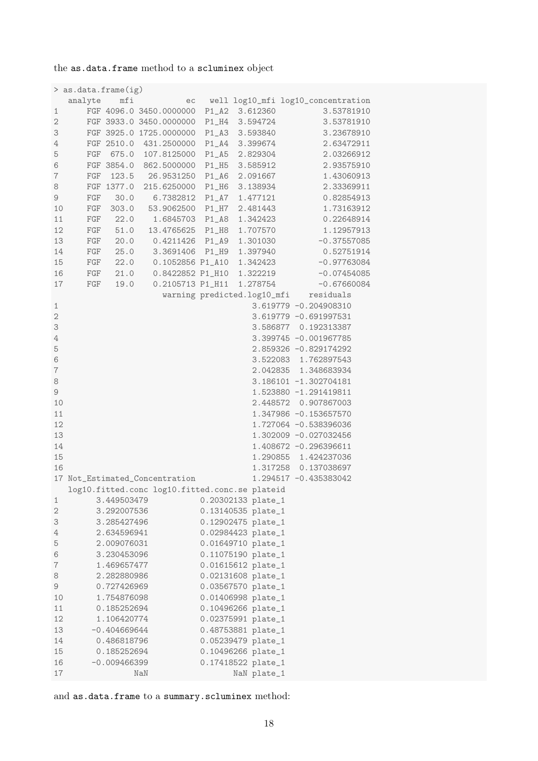the `as.data.frame` method to a `scluminex` object

```
> as.data.frame(ig)
   analyte    mfi          ec   well log10_mfi log10_concentration
1      FGF 4096.0 3450.0000000  P1_A2  3.612360          3.53781910
2      FGF 3933.0 3450.0000000  P1_H4  3.594724          3.53781910
3      FGF 3925.0 1725.0000000  P1_A3  3.593840          3.23678910
4      FGF 2510.0  431.2500000  P1_A4  3.399674          2.63472911
5      FGF  675.0  107.8125000  P1_A5  2.829304          2.03266912
6      FGF 3854.0  862.5000000  P1_H5  3.585912          2.93575910
7      FGF  123.5   26.9531250  P1_A6  2.091667          1.43060913
8      FGF 1377.0  215.6250000  P1_H6  3.138934          2.33369911
9      FGF   30.0    6.7382812  P1_A7  1.477121          0.82854913
10     FGF  303.0   53.9062500  P1_H7  2.481443          1.73163912
11     FGF   22.0    1.6845703  P1_A8  1.342423          0.22648914
12     FGF   51.0   13.4765625  P1_H8  1.707570          1.12957913
13     FGF   20.0    0.4211426  P1_A9  1.301030         -0.37557085
14     FGF   25.0    3.3691406  P1_H9  1.397940          0.52751914
15     FGF   22.0    0.1052856 P1_A10  1.342423         -0.97763084
16     FGF   21.0    0.8422852 P1_H10  1.322219         -0.07454085
17     FGF   19.0    0.2105713 P1_H11  1.278754         -0.67660084
                       warning predicted.log10_mfi    residuals
1                                         3.619779 -0.204908310
2                                         3.619779 -0.691997531
3                                         3.586877  0.192313387
4                                         3.399745 -0.001967785
5                                         2.859326 -0.829174292
6                                         3.522083  1.762897543
7                                         2.042835  1.348683934
8                                         3.186101 -1.302704181
9                                         1.523880 -1.291419811
10                                        2.448572  0.907867003
11                                        1.347986 -0.153657570
12                                        1.727064 -0.538396036
13                                        1.302009 -0.027032456
14                                        1.408672 -0.296396611
15                                        1.290855  1.424237036
16                                        1.317258  0.137038697
17 Not_Estimated_Concentration            1.294517 -0.435383042
   log10.fitted.conc log10.fitted.conc.se plateid
1        3.449503479           0.20302133 plate_1
2        3.292007536           0.13140535 plate_1
3        3.285427496           0.12902475 plate_1
4        2.634596941           0.02984423 plate_1
5        2.009076031           0.01649710 plate_1
6        3.230453096           0.11075190 plate_1
7        1.469657477           0.01615612 plate_1
8        2.282880986           0.02131608 plate_1
9        0.727426969           0.03567570 plate_1
10       1.754876098           0.01406998 plate_1
11       0.185252694           0.10496266 plate_1
12       1.106420774           0.02375991 plate_1
13      -0.404669644           0.48753881 plate_1
14       0.486818796           0.05239479 plate_1
15       0.185252694           0.10496266 plate_1
16      -0.009466399           0.17418522 plate_1
17               NaN                  NaN plate_1
```

and `as.data.frame` to a `summary.scluminex` method: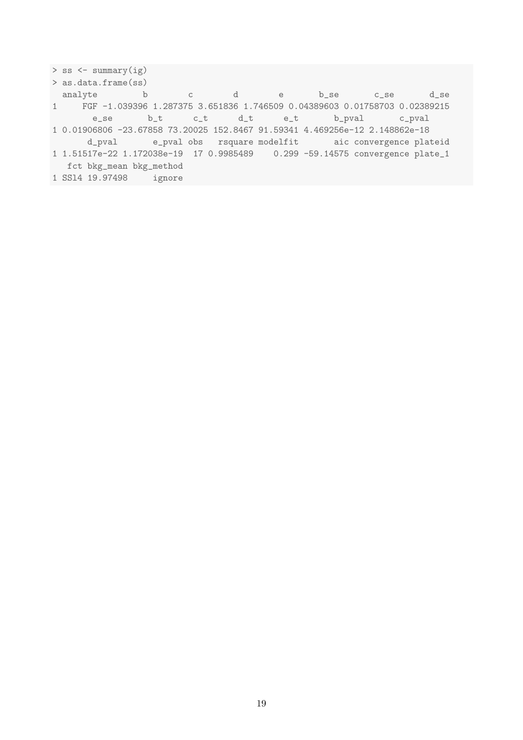```
> ss <- summary(ig)
> as.data.frame(ss)
  analyte         b        c        d        e       b_se       c_se       d_se
1     FGF -1.039396 1.287375 3.651836 1.746509 0.04389603 0.01758703 0.02389215
        e_se       b_t      c_t      d_t      e_t       b_pval       c_pval
1 0.01906806 -23.67858 73.20025 152.8467 91.59341 4.469256e-12 2.148862e-18
      d_pval       e_pval obs   rsquare modelfit       aic convergence plateid
1 1.51517e-22 1.172038e-19  17 0.9985489    0.299 -59.14575 convergence plate_1
   fct bkg_mean bkg_method
1 SSl4 19.97498     ignore
```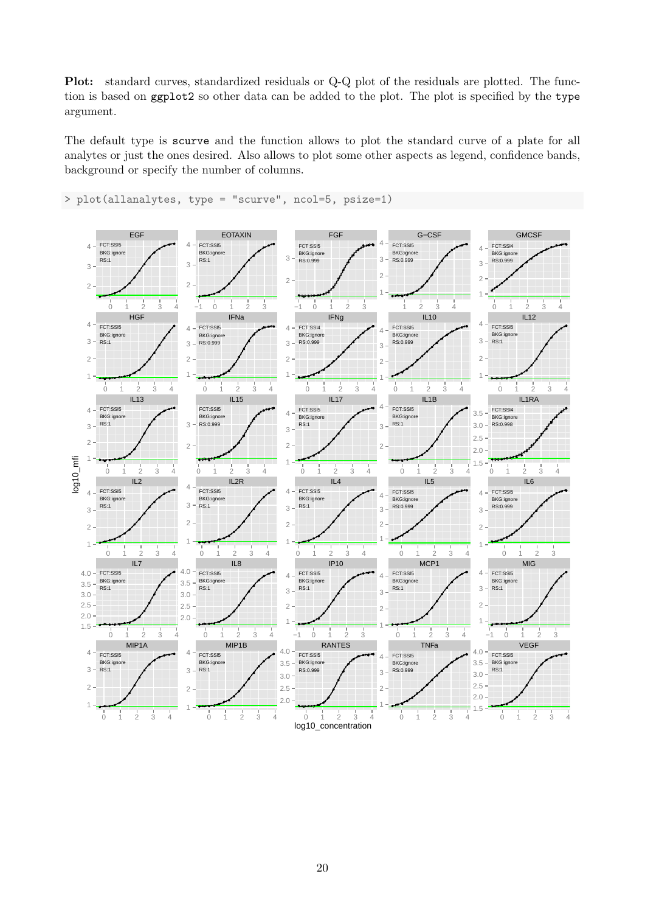**Plot:** standard curves, standardized residuals or Q-Q plot of the residuals are plotted. The function is based on ggplot2 so other data can be added to the plot. The plot is specified by the type argument.

The default type is scurve and the function allows to plot the standard curve of a plate for all analytes or just the ones desired. Also allows to plot some other aspects as legend, confidence bands, background or specify the number of columns.

```
> plot(allanalytes, type = "scurve", ncol=5, psize=1)
```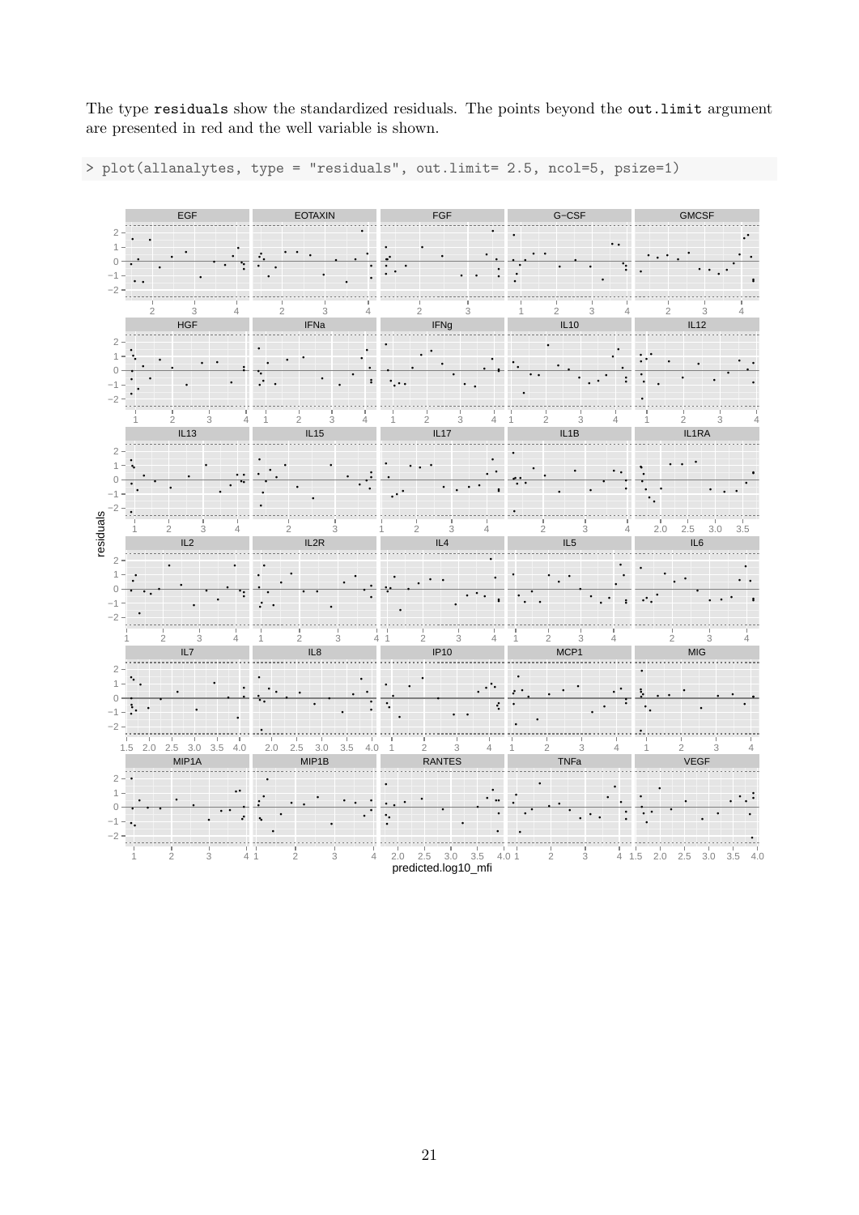The type `residuals` show the standardized residuals. The points beyond the `out.limit` argument are presented in red and the well variable is shown.

```
> plot(allanalytes, type = "residuals", out.limit= 2.5, ncol=5, psize=1)
```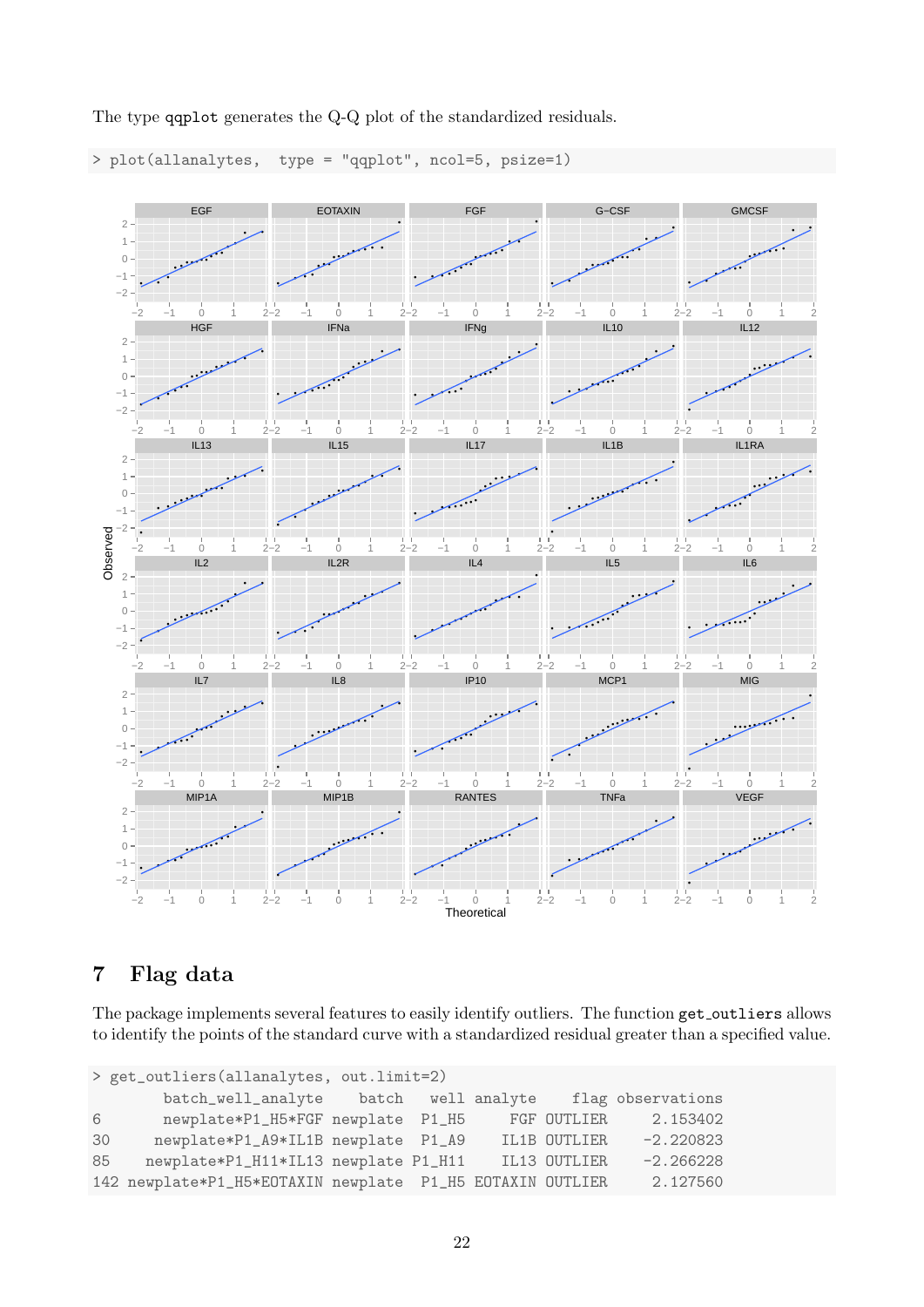The type qqplot generates the Q-Q plot of the standardized residuals.

```
> plot(allanalytes,  type = "qqplot", ncol=5, psize=1)
```

## 7 Flag data

The package implements several features to easily identify outliers. The function get_outliers allows to identify the points of the standard curve with a standardized residual greater than a specified value.

```
> get_outliers(allanalytes, out.limit=2)
         batch_well_analyte    batch   well analyte    flag observations
6       newplate*P1_H5*FGF newplate  P1_H5     FGF OUTLIER     2.153402
30     newplate*P1_A9*IL1B newplate  P1_A9    IL1B OUTLIER    -2.220823
85    newplate*P1_H11*IL13 newplate P1_H11    IL13 OUTLIER    -2.266228
142 newplate*P1_H5*EOTAXIN newplate  P1_H5 EOTAXIN OUTLIER     2.127560
```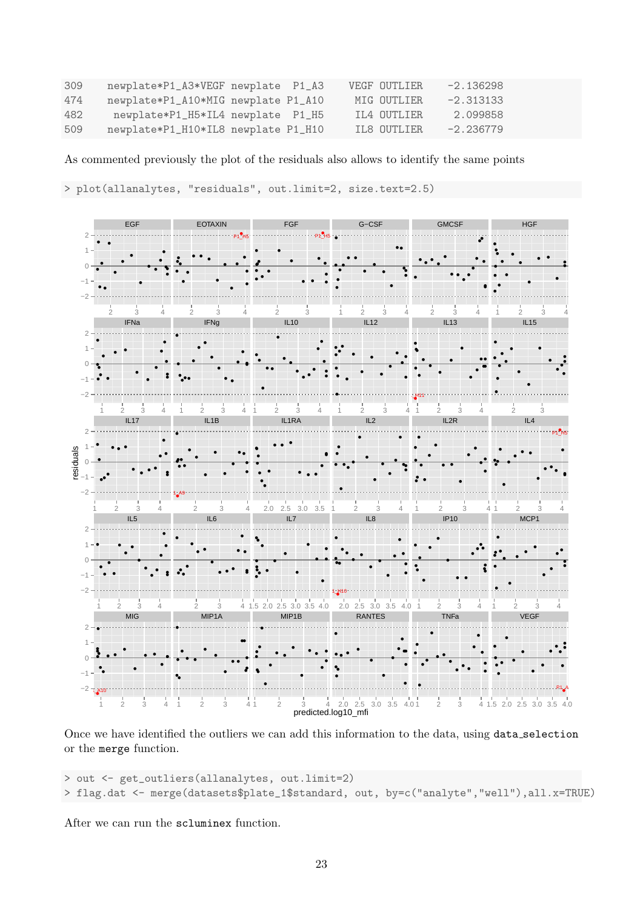```
309   newplate*P1_A3*VEGF newplate  P1_A3   VEGF OUTLIER   -2.136298
474   newplate*P1_A10*MIG newplate P1_A10    MIG OUTLIER   -2.313133
482    newplate*P1_H5*IL4 newplate  P1_H5    IL4 OUTLIER    2.099858
509   newplate*P1_H10*IL8 newplate P1_H10    IL8 OUTLIER   -2.236779
```

As commented previously the plot of the residuals also allows to identify the same points

```
> plot(allanalytes, "residuals", out.limit=2, size.text=2.5)
```

Once we have identified the outliers we can add this information to the data, using data_selection or the merge function.

```
> out <- get_outliers(allanalytes, out.limit=2)
> flag.dat <- merge(datasets$plate_1$standard, out, by=c("analyte","well"),all.x=TRUE)
```

After we can run the scluminex function.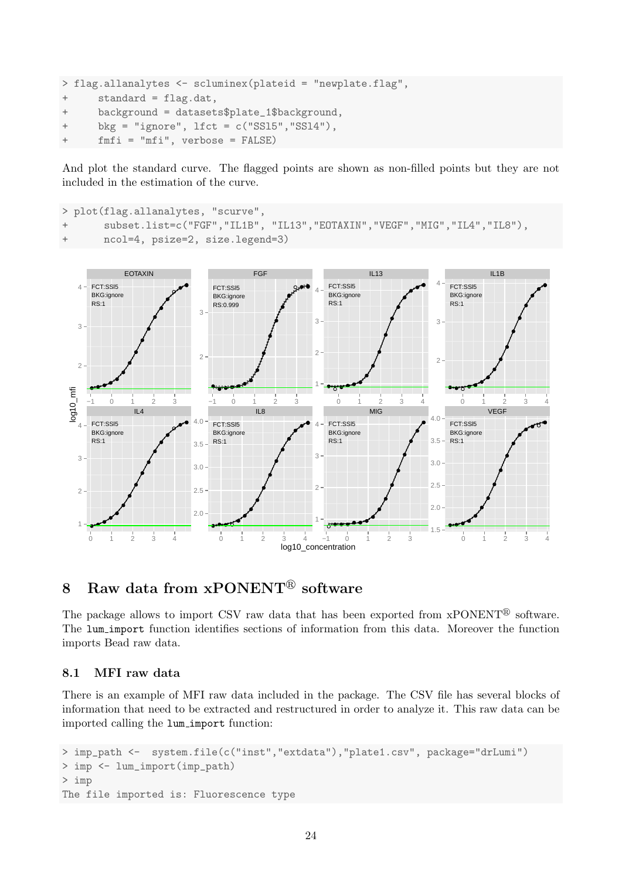```
> flag.allanalytes <- scluminex(plateid = "newplate.flag",
+     standard = flag.dat,
+     background = datasets$plate_1$background,
+     bkg = "ignore", lfct = c("SSl5","SSl4"),
+     fmfi = "mfi", verbose = FALSE)
```

And plot the standard curve. The flagged points are shown as non-filled points but they are not included in the estimation of the curve.

```
> plot(flag.allanalytes, "scurve",
+      subset.list=c("FGF","IL1B", "IL13","EOTAXIN","VEGF","MIG","IL4","IL8"),
+      ncol=4, psize=2, size.legend=3)
```

## 8 Raw data from xPONENT® software

The package allows to import CSV raw data that has been exported from xPONENT® software. The lum_import function identifies sections of information from this data. Moreover the function imports Bead raw data.

### 8.1 MFI raw data

There is an example of MFI raw data included in the package. The CSV file has several blocks of information that need to be extracted and restructured in order to analyze it. This raw data can be imported calling the lum_import function:

```
> imp_path <-  system.file(c("inst","extdata"),"plate1.csv", package="drLumi")
> imp <- lum_import(imp_path)
> imp
The file imported is: Fluorescence type
```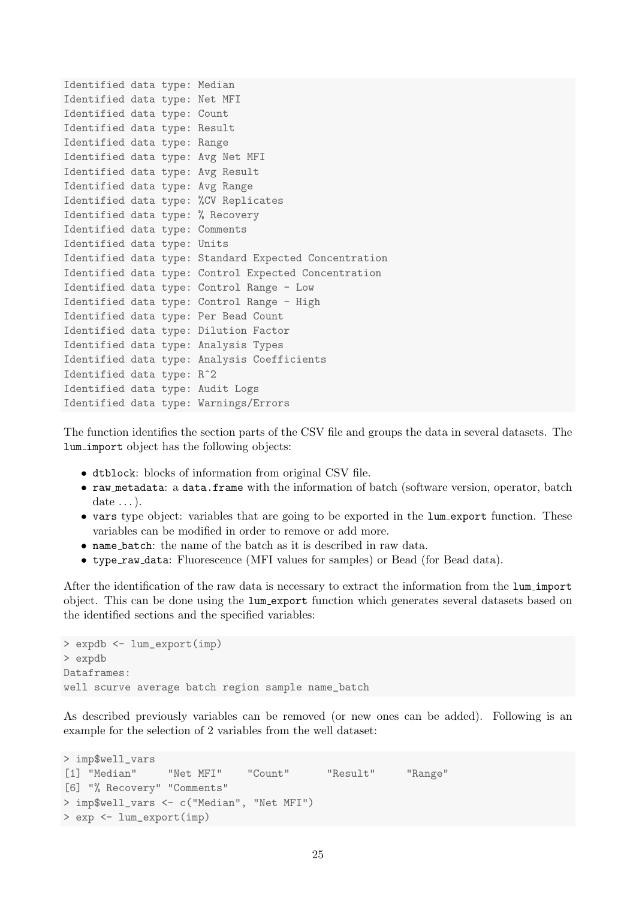```
Identified data type: Median
Identified data type: Net MFI
Identified data type: Count
Identified data type: Result
Identified data type: Range
Identified data type: Avg Net MFI
Identified data type: Avg Result
Identified data type: Avg Range
Identified data type: %CV Replicates
Identified data type: % Recovery
Identified data type: Comments
Identified data type: Units
Identified data type: Standard Expected Concentration
Identified data type: Control Expected Concentration
Identified data type: Control Range - Low
Identified data type: Control Range - High
Identified data type: Per Bead Count
Identified data type: Dilution Factor
Identified data type: Analysis Types
Identified data type: Analysis Coefficients
Identified data type: R^2
Identified data type: Audit Logs
Identified data type: Warnings/Errors
```

The function identifies the section parts of the CSV file and groups the data in several datasets. The `lum_import` object has the following objects:

- `dtblock`: blocks of information from original CSV file.
- `raw_metadata`: a `data.frame` with the information of batch (software version, operator, batch date . . . ).
- `vars` type object: variables that are going to be exported in the `lum_export` function. These variables can be modified in order to remove or add more.
- `name_batch`: the name of the batch as it is described in raw data.
- `type_raw_data`: Fluorescence (MFI values for samples) or Bead (for Bead data).

After the identification of the raw data is necessary to extract the information from the `lum_import` object. This can be done using the `lum_export` function which generates several datasets based on the identified sections and the specified variables:

```
> expdb <- lum_export(imp)
> expdb
Dataframes:
well scurve average batch region sample name_batch
```

As described previously variables can be removed (or new ones can be added). Following is an example for the selection of 2 variables from the well dataset:

```
> imp$well_vars
[1] "Median"     "Net MFI"    "Count"      "Result"     "Range"
[6] "% Recovery" "Comments"
> imp$well_vars <- c("Median", "Net MFI")
> exp <- lum_export(imp)
```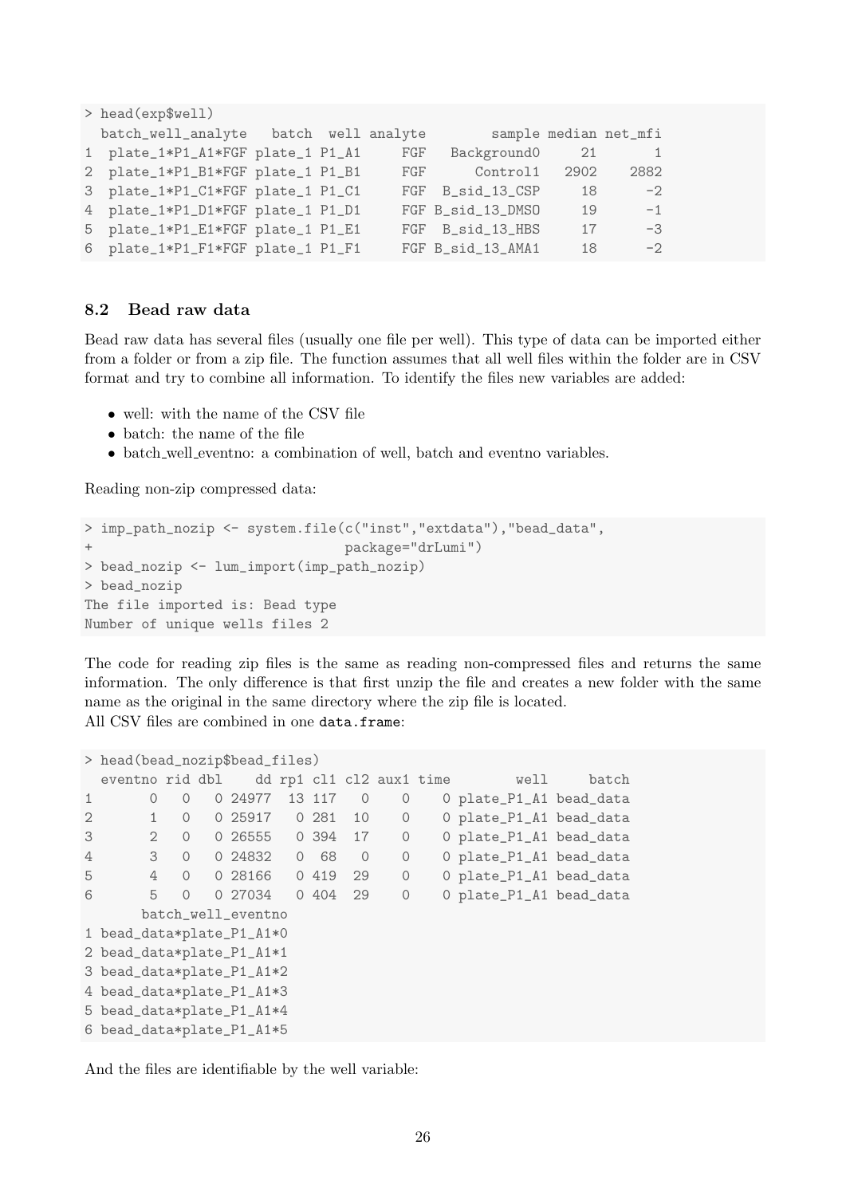```
> head(exp$well)
  batch_well_analyte   batch  well analyte        sample median net_mfi
1  plate_1*P1_A1*FGF plate_1 P1_A1     FGF   Background0     21       1
2  plate_1*P1_B1*FGF plate_1 P1_B1     FGF      Control1   2902    2882
3  plate_1*P1_C1*FGF plate_1 P1_C1     FGF  B_sid_13_CSP     18      -2
4  plate_1*P1_D1*FGF plate_1 P1_D1     FGF B_sid_13_DMSO     19      -1
5  plate_1*P1_E1*FGF plate_1 P1_E1     FGF  B_sid_13_HBS     17      -3
6  plate_1*P1_F1*FGF plate_1 P1_F1     FGF B_sid_13_AMA1     18      -2
```

### 8.2 Bead raw data

Bead raw data has several files (usually one file per well). This type of data can be imported either from a folder or from a zip file. The function assumes that all well files within the folder are in CSV format and try to combine all information. To identify the files new variables are added:

- well: with the name of the CSV file
- batch: the name of the file
- batch_well_eventno: a combination of well, batch and eventno variables.

Reading non-zip compressed data:

```
> imp_path_nozip <- system.file(c("inst","extdata"),"bead_data",
+                               package="drLumi")
> bead_nozip <- lum_import(imp_path_nozip)
> bead_nozip
The file imported is: Bead type
Number of unique wells files 2
```

The code for reading zip files is the same as reading non-compressed files and returns the same information. The only difference is that first unzip the file and creates a new folder with the same name as the original in the same directory where the zip file is located.
All CSV files are combined in one `data.frame`:

```
> head(bead_nozip$bead_files)
  eventno rid dbl    dd rp1 cl1 cl2 aux1 time        well     batch
1       0   0   0 24977  13 117   0    0    0 plate_P1_A1 bead_data
2       1   0   0 25917   0 281  10    0    0 plate_P1_A1 bead_data
3       2   0   0 26555   0 394  17    0    0 plate_P1_A1 bead_data
4       3   0   0 24832   0  68   0    0    0 plate_P1_A1 bead_data
5       4   0   0 28166   0 419  29    0    0 plate_P1_A1 bead_data
6       5   0   0 27034   0 404  29    0    0 plate_P1_A1 bead_data
       batch_well_eventno
1 bead_data*plate_P1_A1*0
2 bead_data*plate_P1_A1*1
3 bead_data*plate_P1_A1*2
4 bead_data*plate_P1_A1*3
5 bead_data*plate_P1_A1*4
6 bead_data*plate_P1_A1*5
```

And the files are identifiable by the well variable: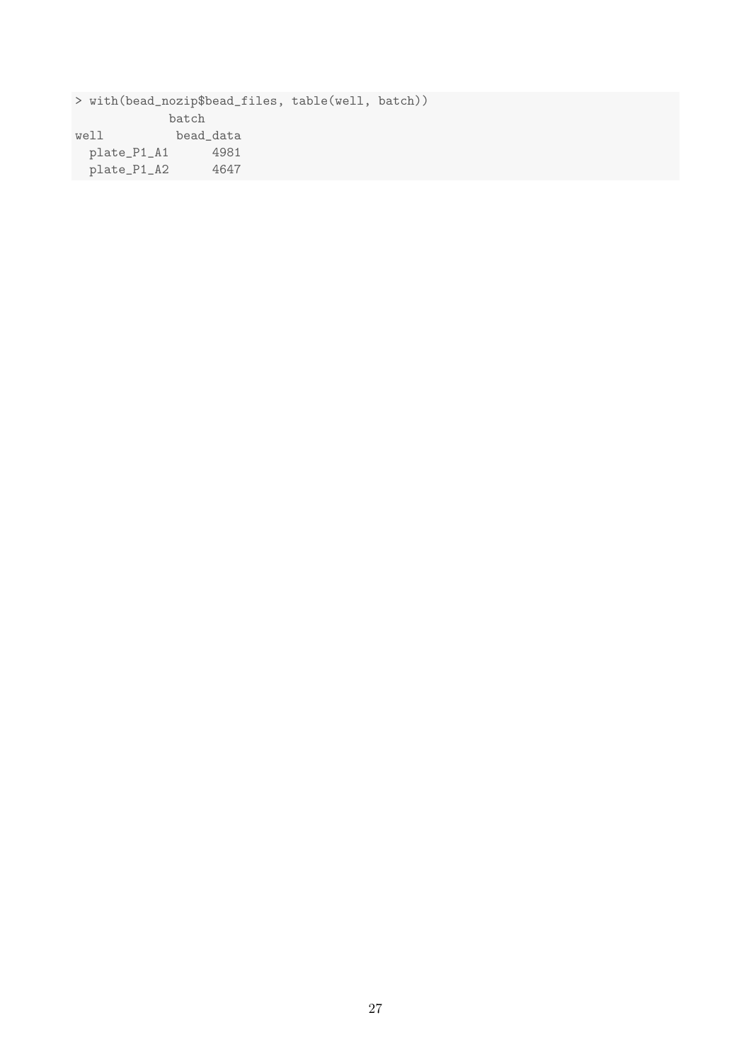```
> with(bead_nozip$bead_files, table(well, batch))
             batch
well          bead_data
  plate_P1_A1      4981
  plate_P1_A2      4647
```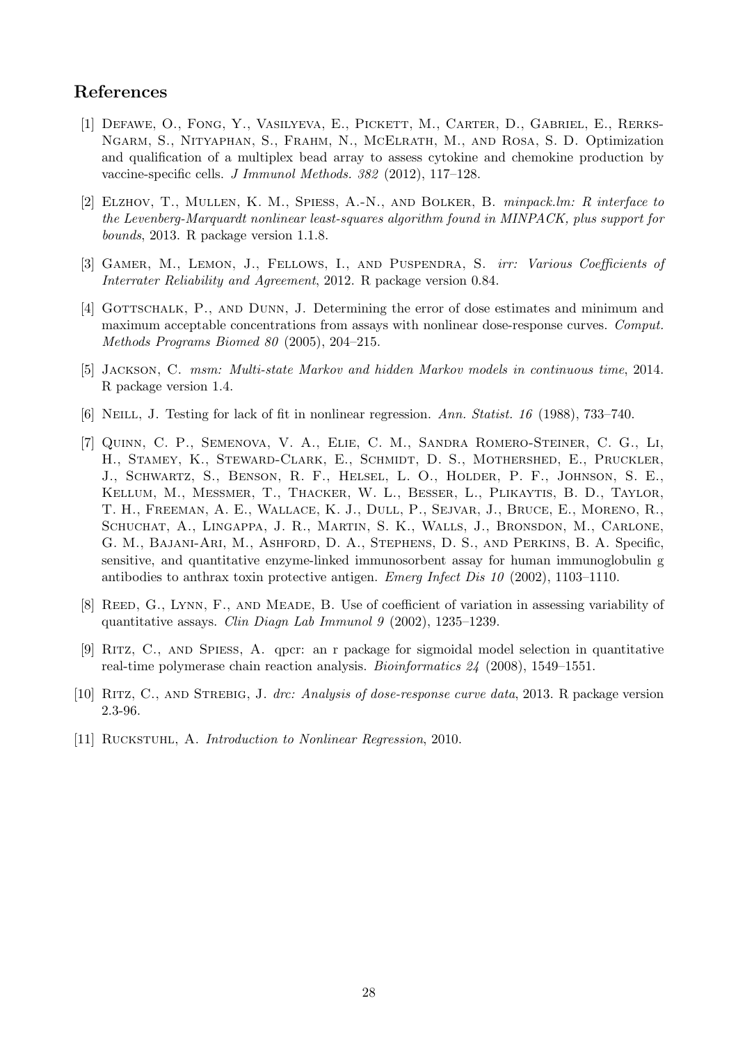## References

[1] Defawe, O., Fong, Y., Vasilyeva, E., Pickett, M., Carter, D., Gabriel, E., Rerks-Ngarm, S., Nityaphan, S., Frahm, N., McElrath, M., and Rosa, S. D. Optimization and qualification of a multiplex bead array to assess cytokine and chemokine production by vaccine-specific cells. *J Immunol Methods. 382* (2012), 117–128.

[2] Elzhov, T., Mullen, K. M., Spiess, A.-N., and Bolker, B. *minpack.lm: R interface to the Levenberg-Marquardt nonlinear least-squares algorithm found in MINPACK, plus support for bounds*, 2013. R package version 1.1.8.

[3] Gamer, M., Lemon, J., Fellows, I., and Puspendra, S. *irr: Various Coefficients of Interrater Reliability and Agreement*, 2012. R package version 0.84.

[4] Gottschalk, P., and Dunn, J. Determining the error of dose estimates and minimum and maximum acceptable concentrations from assays with nonlinear dose-response curves. *Comput. Methods Programs Biomed 80* (2005), 204–215.

[5] Jackson, C. *msm: Multi-state Markov and hidden Markov models in continuous time*, 2014. R package version 1.4.

[6] Neill, J. Testing for lack of fit in nonlinear regression. *Ann. Statist. 16* (1988), 733–740.

[7] Quinn, C. P., Semenova, V. A., Elie, C. M., Sandra Romero-Steiner, C. G., Li, H., Stamey, K., Steward-Clark, E., Schmidt, D. S., Mothershed, E., Pruckler, J., Schwartz, S., Benson, R. F., Helsel, L. O., Holder, P. F., Johnson, S. E., Kellum, M., Messmer, T., Thacker, W. L., Besser, L., Plikaytis, B. D., Taylor, T. H., Freeman, A. E., Wallace, K. J., Dull, P., Sejvar, J., Bruce, E., Moreno, R., Schuchat, A., Lingappa, J. R., Martin, S. K., Walls, J., Bronsdon, M., Carlone, G. M., Bajani-Ari, M., Ashford, D. A., Stephens, D. S., and Perkins, B. A. Specific, sensitive, and quantitative enzyme-linked immunosorbent assay for human immunoglobulin g antibodies to anthrax toxin protective antigen. *Emerg Infect Dis 10* (2002), 1103–1110.

[8] Reed, G., Lynn, F., and Meade, B. Use of coefficient of variation in assessing variability of quantitative assays. *Clin Diagn Lab Immunol 9* (2002), 1235–1239.

[9] Ritz, C., and Spiess, A. qpcr: an r package for sigmoidal model selection in quantitative real-time polymerase chain reaction analysis. *Bioinformatics 24* (2008), 1549–1551.

[10] Ritz, C., and Strebig, J. *drc: Analysis of dose-response curve data*, 2013. R package version 2.3-96.

[11] Ruckstuhl, A. *Introduction to Nonlinear Regression*, 2010.